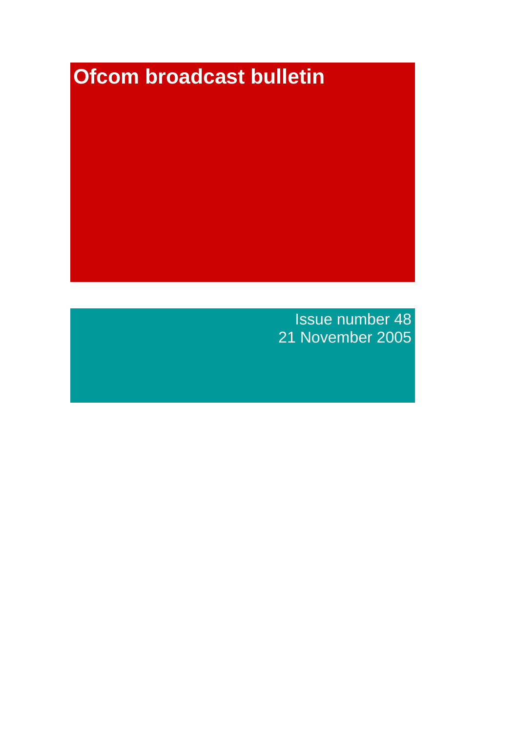# Ofcom broadcast bulletin

Issue number 48
21 November 2005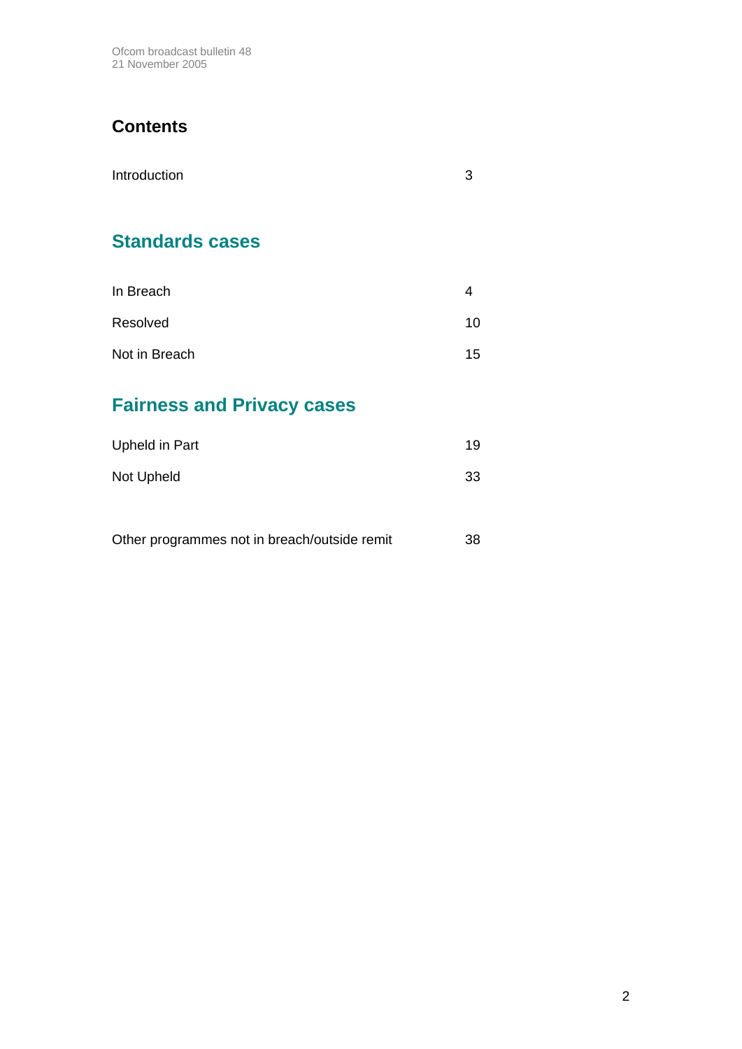## Contents

| | |
|---|---|
| Introduction | 3 |

## Standards cases

| | |
|---|---|
| In Breach | 4 |
| Resolved | 10 |
| Not in Breach | 15 |

## Fairness and Privacy cases

| | |
|---|---|
| Upheld in Part | 19 |
| Not Upheld | 33 |

| | |
|---|---|
| Other programmes not in breach/outside remit | 38 |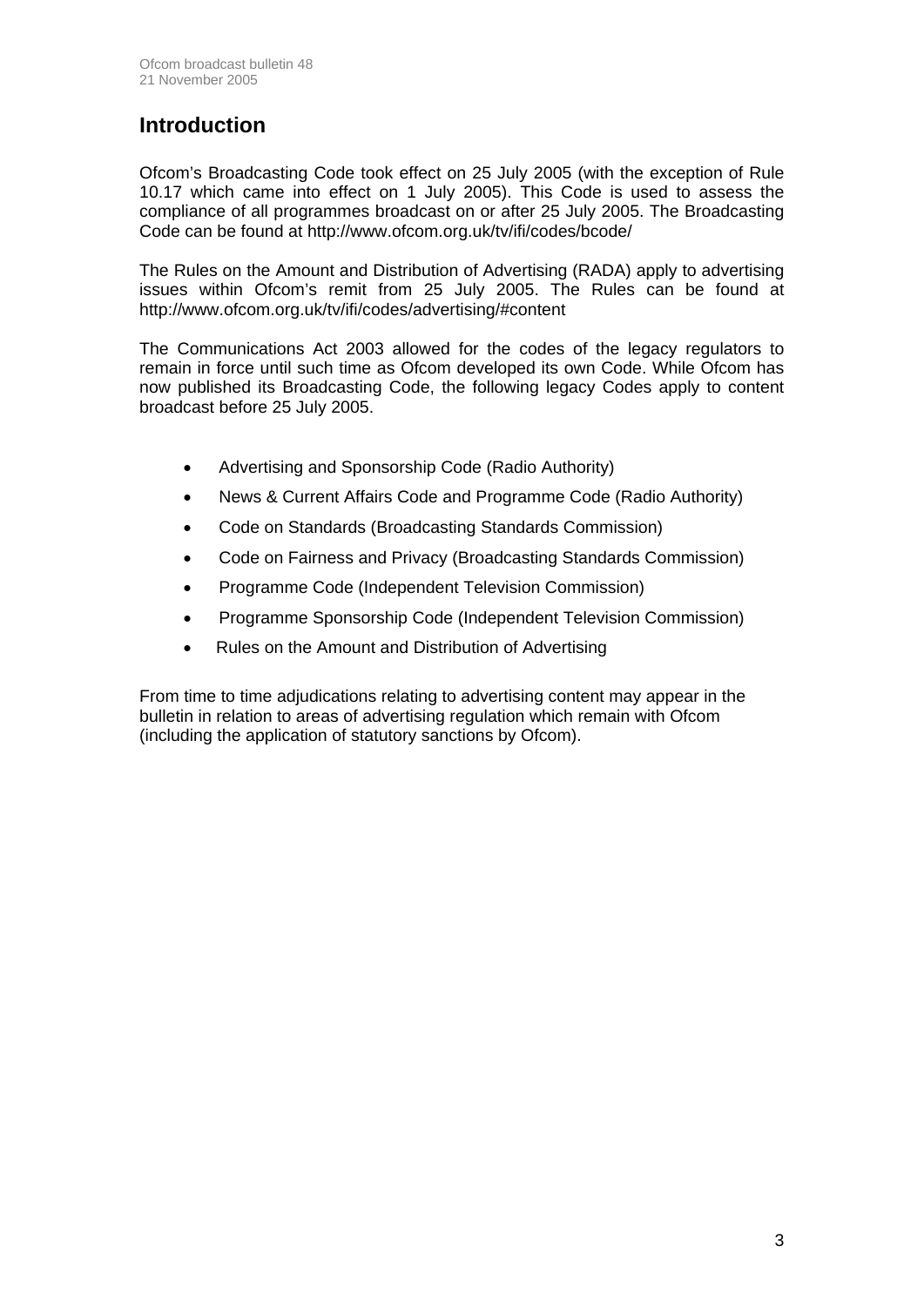# Introduction

Ofcom's Broadcasting Code took effect on 25 July 2005 (with the exception of Rule 10.17 which came into effect on 1 July 2005). This Code is used to assess the compliance of all programmes broadcast on or after 25 July 2005. The Broadcasting Code can be found at http://www.ofcom.org.uk/tv/ifi/codes/bcode/

The Rules on the Amount and Distribution of Advertising (RADA) apply to advertising issues within Ofcom's remit from 25 July 2005. The Rules can be found at http://www.ofcom.org.uk/tv/ifi/codes/advertising/#content

The Communications Act 2003 allowed for the codes of the legacy regulators to remain in force until such time as Ofcom developed its own Code. While Ofcom has now published its Broadcasting Code, the following legacy Codes apply to content broadcast before 25 July 2005.

- Advertising and Sponsorship Code (Radio Authority)
- News & Current Affairs Code and Programme Code (Radio Authority)
- Code on Standards (Broadcasting Standards Commission)
- Code on Fairness and Privacy (Broadcasting Standards Commission)
- Programme Code (Independent Television Commission)
- Programme Sponsorship Code (Independent Television Commission)
- Rules on the Amount and Distribution of Advertising

From time to time adjudications relating to advertising content may appear in the bulletin in relation to areas of advertising regulation which remain with Ofcom (including the application of statutory sanctions by Ofcom).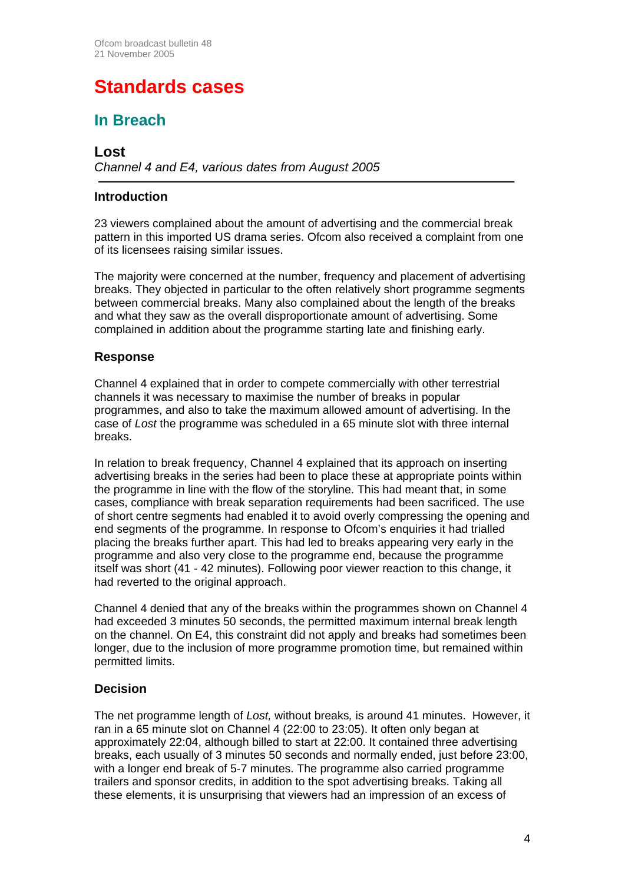# Standards cases

## In Breach

### Lost

*Channel 4 and E4, various dates from August 2005*

#### Introduction

23 viewers complained about the amount of advertising and the commercial break pattern in this imported US drama series. Ofcom also received a complaint from one of its licensees raising similar issues.

The majority were concerned at the number, frequency and placement of advertising breaks. They objected in particular to the often relatively short programme segments between commercial breaks. Many also complained about the length of the breaks and what they saw as the overall disproportionate amount of advertising. Some complained in addition about the programme starting late and finishing early.

#### Response

Channel 4 explained that in order to compete commercially with other terrestrial channels it was necessary to maximise the number of breaks in popular programmes, and also to take the maximum allowed amount of advertising. In the case of *Lost* the programme was scheduled in a 65 minute slot with three internal breaks.

In relation to break frequency, Channel 4 explained that its approach on inserting advertising breaks in the series had been to place these at appropriate points within the programme in line with the flow of the storyline. This had meant that, in some cases, compliance with break separation requirements had been sacrificed. The use of short centre segments had enabled it to avoid overly compressing the opening and end segments of the programme. In response to Ofcom's enquiries it had trialled placing the breaks further apart. This had led to breaks appearing very early in the programme and also very close to the programme end, because the programme itself was short (41 - 42 minutes). Following poor viewer reaction to this change, it had reverted to the original approach.

Channel 4 denied that any of the breaks within the programmes shown on Channel 4 had exceeded 3 minutes 50 seconds, the permitted maximum internal break length on the channel. On E4, this constraint did not apply and breaks had sometimes been longer, due to the inclusion of more programme promotion time, but remained within permitted limits.

#### Decision

The net programme length of *Lost,* without breaks*,* is around 41 minutes. However, it ran in a 65 minute slot on Channel 4 (22:00 to 23:05). It often only began at approximately 22:04, although billed to start at 22:00. It contained three advertising breaks, each usually of 3 minutes 50 seconds and normally ended, just before 23:00, with a longer end break of 5-7 minutes. The programme also carried programme trailers and sponsor credits, in addition to the spot advertising breaks. Taking all these elements, it is unsurprising that viewers had an impression of an excess of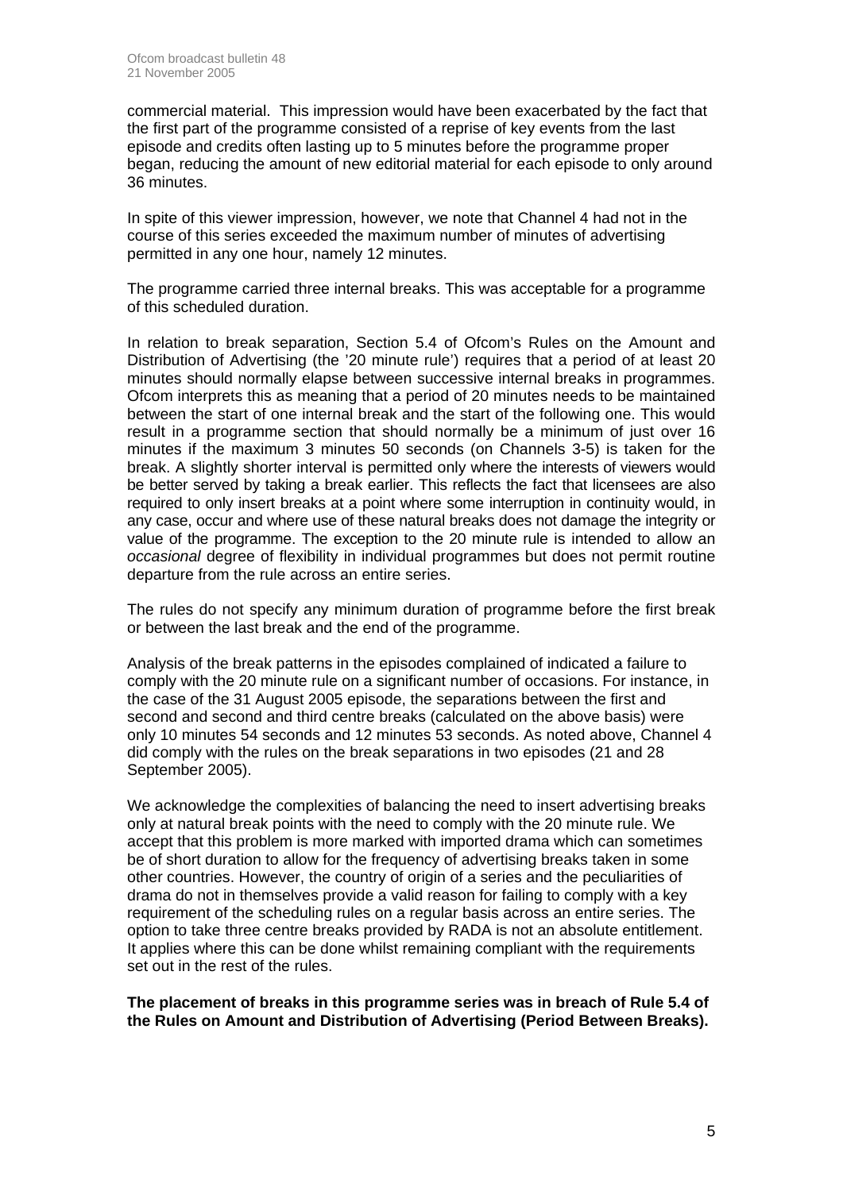commercial material. This impression would have been exacerbated by the fact that the first part of the programme consisted of a reprise of key events from the last episode and credits often lasting up to 5 minutes before the programme proper began, reducing the amount of new editorial material for each episode to only around 36 minutes.

In spite of this viewer impression, however, we note that Channel 4 had not in the course of this series exceeded the maximum number of minutes of advertising permitted in any one hour, namely 12 minutes.

The programme carried three internal breaks. This was acceptable for a programme of this scheduled duration.

In relation to break separation, Section 5.4 of Ofcom's Rules on the Amount and Distribution of Advertising (the '20 minute rule') requires that a period of at least 20 minutes should normally elapse between successive internal breaks in programmes. Ofcom interprets this as meaning that a period of 20 minutes needs to be maintained between the start of one internal break and the start of the following one. This would result in a programme section that should normally be a minimum of just over 16 minutes if the maximum 3 minutes 50 seconds (on Channels 3-5) is taken for the break. A slightly shorter interval is permitted only where the interests of viewers would be better served by taking a break earlier. This reflects the fact that licensees are also required to only insert breaks at a point where some interruption in continuity would, in any case, occur and where use of these natural breaks does not damage the integrity or value of the programme. The exception to the 20 minute rule is intended to allow an *occasional* degree of flexibility in individual programmes but does not permit routine departure from the rule across an entire series.

The rules do not specify any minimum duration of programme before the first break or between the last break and the end of the programme.

Analysis of the break patterns in the episodes complained of indicated a failure to comply with the 20 minute rule on a significant number of occasions. For instance, in the case of the 31 August 2005 episode, the separations between the first and second and second and third centre breaks (calculated on the above basis) were only 10 minutes 54 seconds and 12 minutes 53 seconds. As noted above, Channel 4 did comply with the rules on the break separations in two episodes (21 and 28 September 2005).

We acknowledge the complexities of balancing the need to insert advertising breaks only at natural break points with the need to comply with the 20 minute rule. We accept that this problem is more marked with imported drama which can sometimes be of short duration to allow for the frequency of advertising breaks taken in some other countries. However, the country of origin of a series and the peculiarities of drama do not in themselves provide a valid reason for failing to comply with a key requirement of the scheduling rules on a regular basis across an entire series. The option to take three centre breaks provided by RADA is not an absolute entitlement. It applies where this can be done whilst remaining compliant with the requirements set out in the rest of the rules.

**The placement of breaks in this programme series was in breach of Rule 5.4 of the Rules on Amount and Distribution of Advertising (Period Between Breaks).**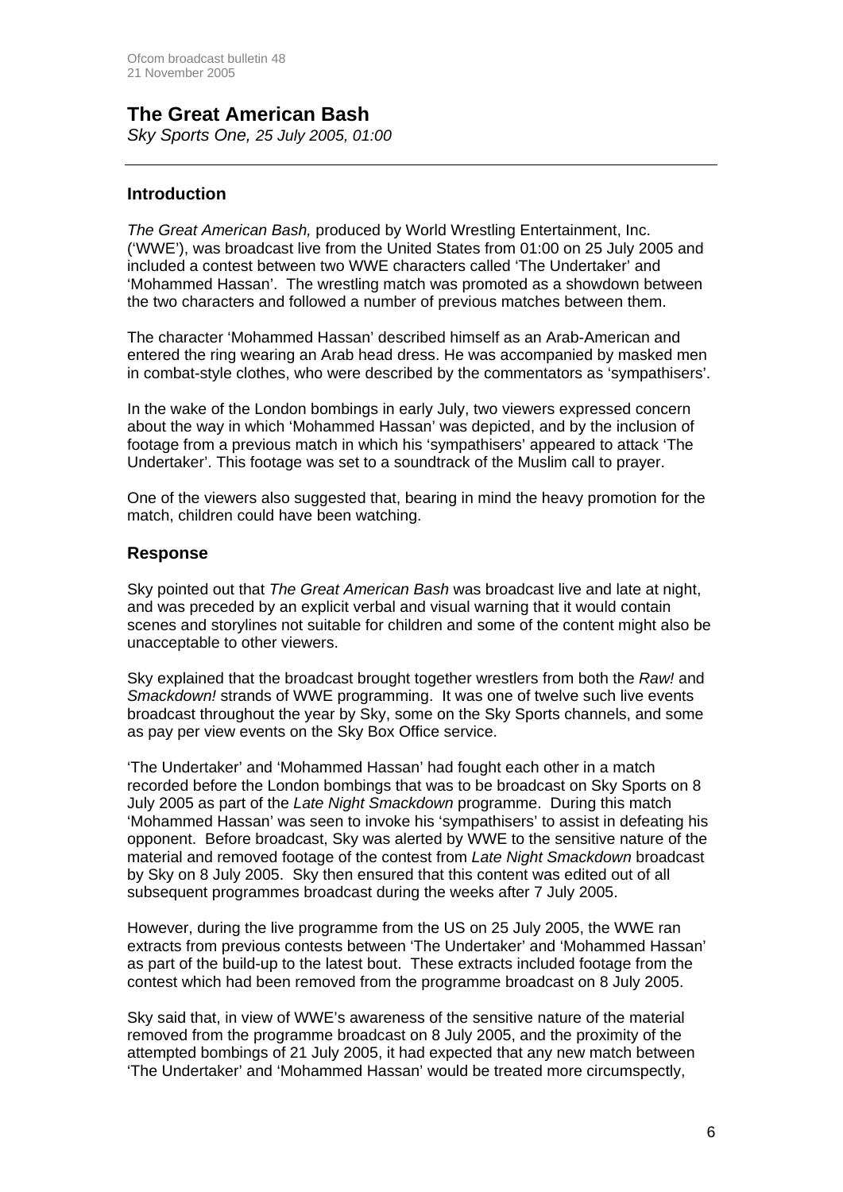# The Great American Bash

*Sky Sports One, 25 July 2005, 01:00*

## Introduction

*The Great American Bash,* produced by World Wrestling Entertainment, Inc. ('WWE'), was broadcast live from the United States from 01:00 on 25 July 2005 and included a contest between two WWE characters called 'The Undertaker' and 'Mohammed Hassan'. The wrestling match was promoted as a showdown between the two characters and followed a number of previous matches between them.

The character 'Mohammed Hassan' described himself as an Arab-American and entered the ring wearing an Arab head dress. He was accompanied by masked men in combat-style clothes, who were described by the commentators as 'sympathisers'.

In the wake of the London bombings in early July, two viewers expressed concern about the way in which 'Mohammed Hassan' was depicted, and by the inclusion of footage from a previous match in which his 'sympathisers' appeared to attack 'The Undertaker'. This footage was set to a soundtrack of the Muslim call to prayer.

One of the viewers also suggested that, bearing in mind the heavy promotion for the match, children could have been watching.

## Response

Sky pointed out that *The Great American Bash* was broadcast live and late at night, and was preceded by an explicit verbal and visual warning that it would contain scenes and storylines not suitable for children and some of the content might also be unacceptable to other viewers.

Sky explained that the broadcast brought together wrestlers from both the *Raw!* and *Smackdown!* strands of WWE programming. It was one of twelve such live events broadcast throughout the year by Sky, some on the Sky Sports channels, and some as pay per view events on the Sky Box Office service.

'The Undertaker' and 'Mohammed Hassan' had fought each other in a match recorded before the London bombings that was to be broadcast on Sky Sports on 8 July 2005 as part of the *Late Night Smackdown* programme. During this match 'Mohammed Hassan' was seen to invoke his 'sympathisers' to assist in defeating his opponent. Before broadcast, Sky was alerted by WWE to the sensitive nature of the material and removed footage of the contest from *Late Night Smackdown* broadcast by Sky on 8 July 2005. Sky then ensured that this content was edited out of all subsequent programmes broadcast during the weeks after 7 July 2005.

However, during the live programme from the US on 25 July 2005, the WWE ran extracts from previous contests between 'The Undertaker' and 'Mohammed Hassan' as part of the build-up to the latest bout. These extracts included footage from the contest which had been removed from the programme broadcast on 8 July 2005.

Sky said that, in view of WWE's awareness of the sensitive nature of the material removed from the programme broadcast on 8 July 2005, and the proximity of the attempted bombings of 21 July 2005, it had expected that any new match between 'The Undertaker' and 'Mohammed Hassan' would be treated more circumspectly,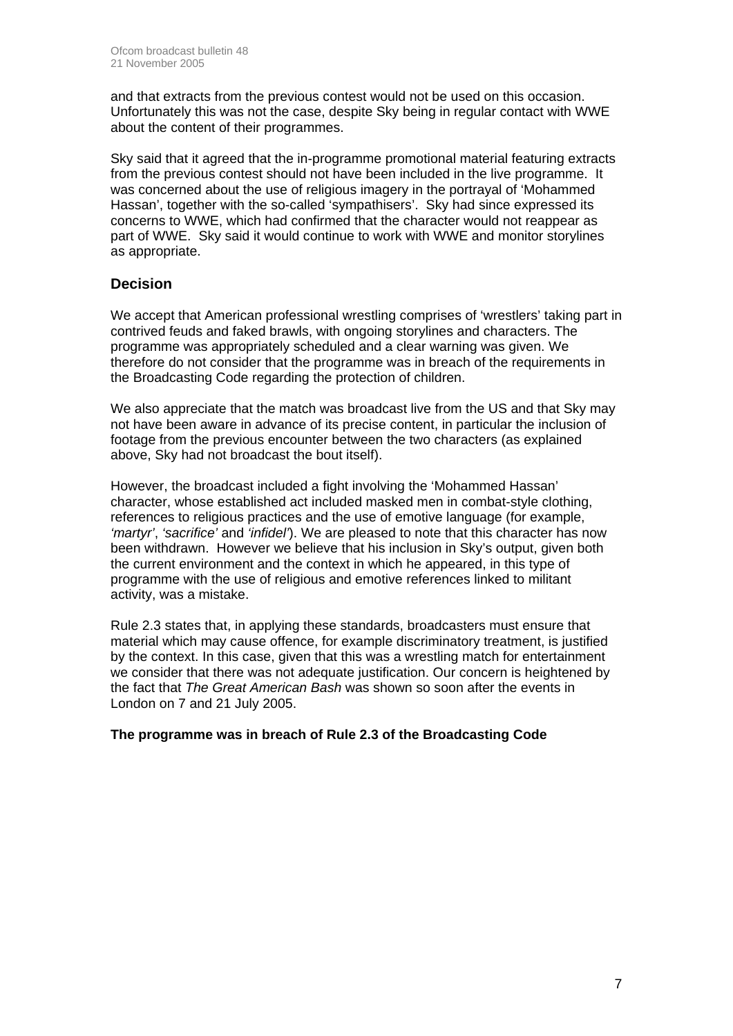and that extracts from the previous contest would not be used on this occasion. Unfortunately this was not the case, despite Sky being in regular contact with WWE about the content of their programmes.

Sky said that it agreed that the in-programme promotional material featuring extracts from the previous contest should not have been included in the live programme. It was concerned about the use of religious imagery in the portrayal of 'Mohammed Hassan', together with the so-called 'sympathisers'. Sky had since expressed its concerns to WWE, which had confirmed that the character would not reappear as part of WWE. Sky said it would continue to work with WWE and monitor storylines as appropriate.

## Decision

We accept that American professional wrestling comprises of 'wrestlers' taking part in contrived feuds and faked brawls, with ongoing storylines and characters. The programme was appropriately scheduled and a clear warning was given. We therefore do not consider that the programme was in breach of the requirements in the Broadcasting Code regarding the protection of children.

We also appreciate that the match was broadcast live from the US and that Sky may not have been aware in advance of its precise content, in particular the inclusion of footage from the previous encounter between the two characters (as explained above, Sky had not broadcast the bout itself).

However, the broadcast included a fight involving the 'Mohammed Hassan' character, whose established act included masked men in combat-style clothing, references to religious practices and the use of emotive language (for example, *'martyr'*, *'sacrifice'* and *'infidel'*). We are pleased to note that this character has now been withdrawn. However we believe that his inclusion in Sky's output, given both the current environment and the context in which he appeared, in this type of programme with the use of religious and emotive references linked to militant activity, was a mistake.

Rule 2.3 states that, in applying these standards, broadcasters must ensure that material which may cause offence, for example discriminatory treatment, is justified by the context. In this case, given that this was a wrestling match for entertainment we consider that there was not adequate justification. Our concern is heightened by the fact that *The Great American Bash* was shown so soon after the events in London on 7 and 21 July 2005.

**The programme was in breach of Rule 2.3 of the Broadcasting Code**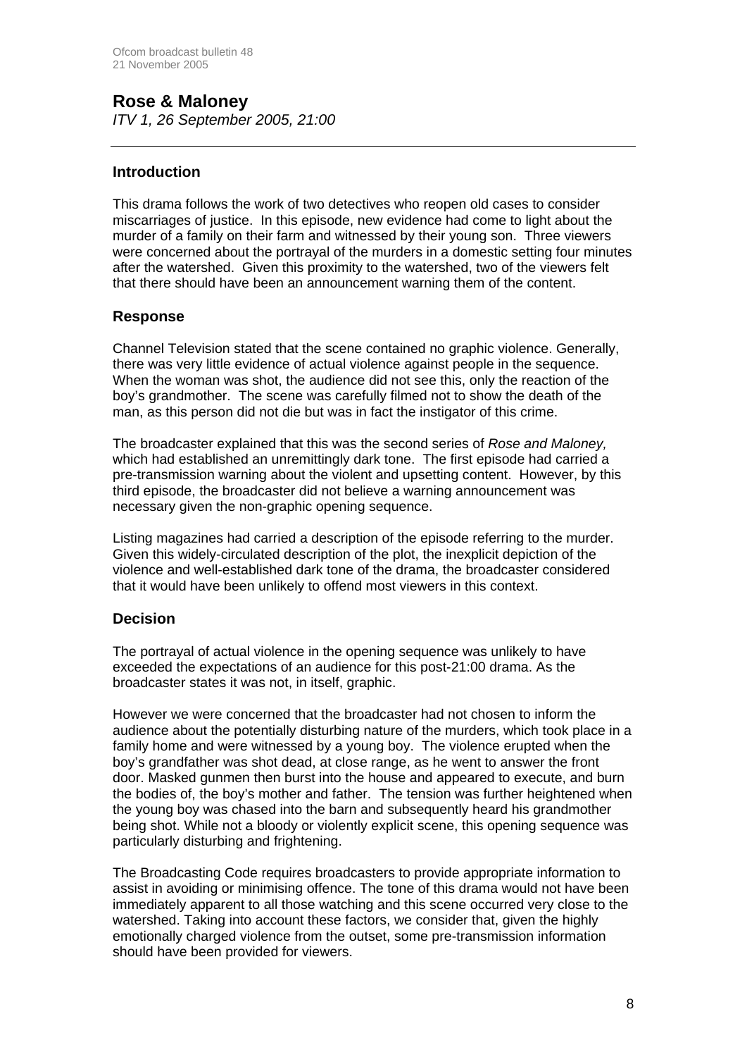## Rose & Maloney

*ITV 1, 26 September 2005, 21:00*

---

### Introduction

This drama follows the work of two detectives who reopen old cases to consider miscarriages of justice. In this episode, new evidence had come to light about the murder of a family on their farm and witnessed by their young son. Three viewers were concerned about the portrayal of the murders in a domestic setting four minutes after the watershed. Given this proximity to the watershed, two of the viewers felt that there should have been an announcement warning them of the content.

### Response

Channel Television stated that the scene contained no graphic violence. Generally, there was very little evidence of actual violence against people in the sequence. When the woman was shot, the audience did not see this, only the reaction of the boy's grandmother. The scene was carefully filmed not to show the death of the man, as this person did not die but was in fact the instigator of this crime.

The broadcaster explained that this was the second series of *Rose and Maloney,* which had established an unremittingly dark tone. The first episode had carried a pre-transmission warning about the violent and upsetting content. However, by this third episode, the broadcaster did not believe a warning announcement was necessary given the non-graphic opening sequence.

Listing magazines had carried a description of the episode referring to the murder. Given this widely-circulated description of the plot, the inexplicit depiction of the violence and well-established dark tone of the drama, the broadcaster considered that it would have been unlikely to offend most viewers in this context.

### Decision

The portrayal of actual violence in the opening sequence was unlikely to have exceeded the expectations of an audience for this post-21:00 drama. As the broadcaster states it was not, in itself, graphic.

However we were concerned that the broadcaster had not chosen to inform the audience about the potentially disturbing nature of the murders, which took place in a family home and were witnessed by a young boy. The violence erupted when the boy's grandfather was shot dead, at close range, as he went to answer the front door. Masked gunmen then burst into the house and appeared to execute, and burn the bodies of, the boy's mother and father. The tension was further heightened when the young boy was chased into the barn and subsequently heard his grandmother being shot. While not a bloody or violently explicit scene, this opening sequence was particularly disturbing and frightening.

The Broadcasting Code requires broadcasters to provide appropriate information to assist in avoiding or minimising offence. The tone of this drama would not have been immediately apparent to all those watching and this scene occurred very close to the watershed. Taking into account these factors, we consider that, given the highly emotionally charged violence from the outset, some pre-transmission information should have been provided for viewers.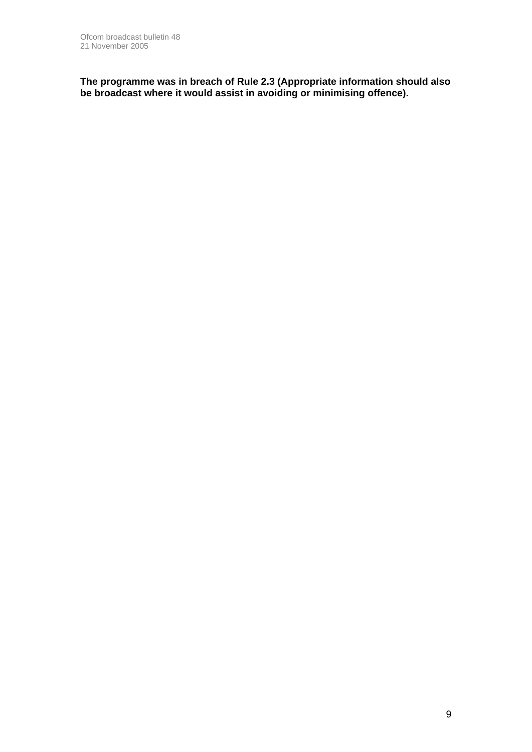**The programme was in breach of Rule 2.3 (Appropriate information should also be broadcast where it would assist in avoiding or minimising offence).**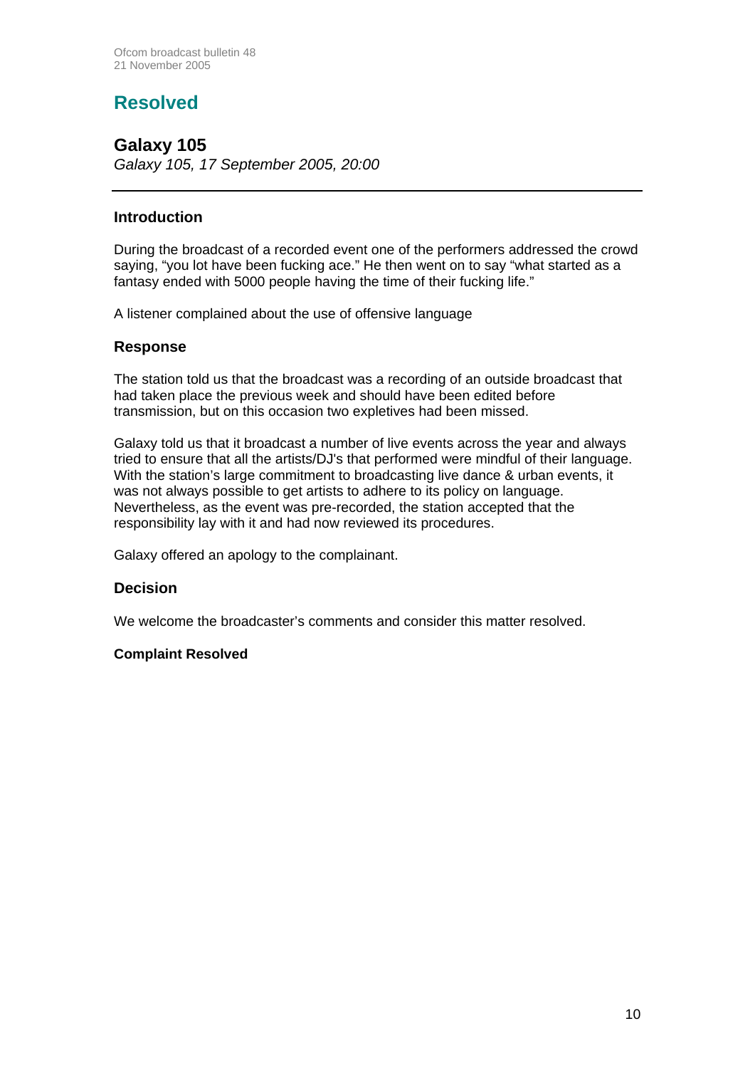# Resolved

## Galaxy 105

*Galaxy 105, 17 September 2005, 20:00*

---

### Introduction

During the broadcast of a recorded event one of the performers addressed the crowd saying, "you lot have been fucking ace." He then went on to say "what started as a fantasy ended with 5000 people having the time of their fucking life."

A listener complained about the use of offensive language

### Response

The station told us that the broadcast was a recording of an outside broadcast that had taken place the previous week and should have been edited before transmission, but on this occasion two expletives had been missed.

Galaxy told us that it broadcast a number of live events across the year and always tried to ensure that all the artists/DJ's that performed were mindful of their language. With the station's large commitment to broadcasting live dance & urban events, it was not always possible to get artists to adhere to its policy on language. Nevertheless, as the event was pre-recorded, the station accepted that the responsibility lay with it and had now reviewed its procedures.

Galaxy offered an apology to the complainant.

### Decision

We welcome the broadcaster's comments and consider this matter resolved.

**Complaint Resolved**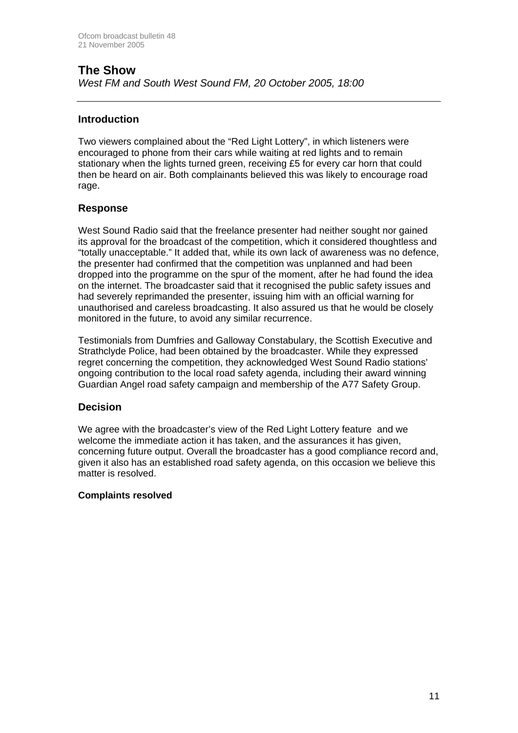## The Show

*West FM and South West Sound FM, 20 October 2005, 18:00*

---

### Introduction

Two viewers complained about the "Red Light Lottery", in which listeners were encouraged to phone from their cars while waiting at red lights and to remain stationary when the lights turned green, receiving £5 for every car horn that could then be heard on air. Both complainants believed this was likely to encourage road rage.

### Response

West Sound Radio said that the freelance presenter had neither sought nor gained its approval for the broadcast of the competition, which it considered thoughtless and "totally unacceptable." It added that, while its own lack of awareness was no defence, the presenter had confirmed that the competition was unplanned and had been dropped into the programme on the spur of the moment, after he had found the idea on the internet. The broadcaster said that it recognised the public safety issues and had severely reprimanded the presenter, issuing him with an official warning for unauthorised and careless broadcasting. It also assured us that he would be closely monitored in the future, to avoid any similar recurrence.

Testimonials from Dumfries and Galloway Constabulary, the Scottish Executive and Strathclyde Police, had been obtained by the broadcaster. While they expressed regret concerning the competition, they acknowledged West Sound Radio stations' ongoing contribution to the local road safety agenda, including their award winning Guardian Angel road safety campaign and membership of the A77 Safety Group.

### Decision

We agree with the broadcaster's view of the Red Light Lottery feature and we welcome the immediate action it has taken, and the assurances it has given, concerning future output. Overall the broadcaster has a good compliance record and, given it also has an established road safety agenda, on this occasion we believe this matter is resolved.

**Complaints resolved**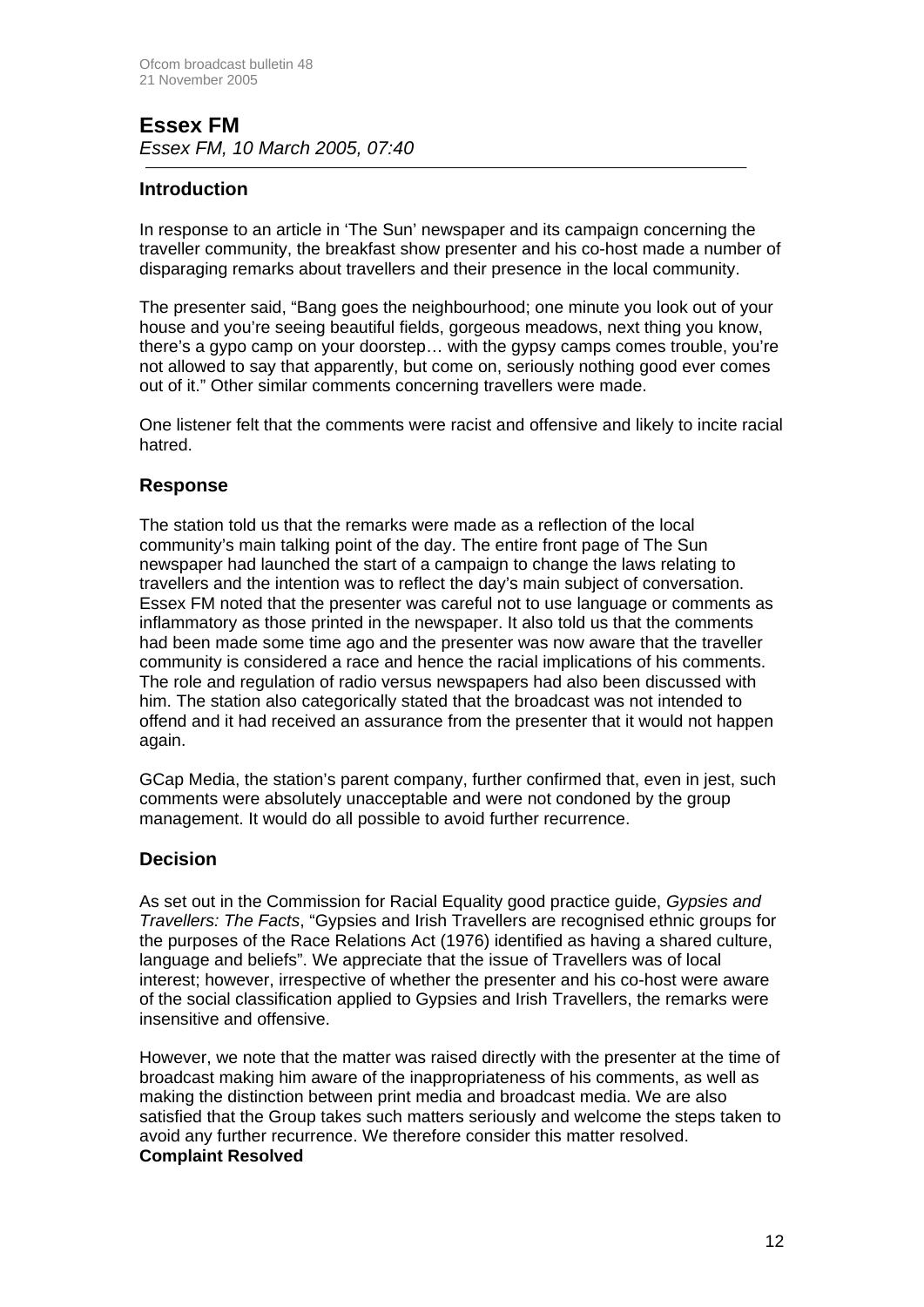## Essex FM

*Essex FM, 10 March 2005, 07:40*

---

### Introduction

In response to an article in 'The Sun' newspaper and its campaign concerning the traveller community, the breakfast show presenter and his co-host made a number of disparaging remarks about travellers and their presence in the local community.

The presenter said, "Bang goes the neighbourhood; one minute you look out of your house and you're seeing beautiful fields, gorgeous meadows, next thing you know, there's a gypo camp on your doorstep… with the gypsy camps comes trouble, you're not allowed to say that apparently, but come on, seriously nothing good ever comes out of it." Other similar comments concerning travellers were made.

One listener felt that the comments were racist and offensive and likely to incite racial hatred.

### Response

The station told us that the remarks were made as a reflection of the local community's main talking point of the day. The entire front page of The Sun newspaper had launched the start of a campaign to change the laws relating to travellers and the intention was to reflect the day's main subject of conversation. Essex FM noted that the presenter was careful not to use language or comments as inflammatory as those printed in the newspaper. It also told us that the comments had been made some time ago and the presenter was now aware that the traveller community is considered a race and hence the racial implications of his comments. The role and regulation of radio versus newspapers had also been discussed with him. The station also categorically stated that the broadcast was not intended to offend and it had received an assurance from the presenter that it would not happen again.

GCap Media, the station's parent company, further confirmed that, even in jest, such comments were absolutely unacceptable and were not condoned by the group management. It would do all possible to avoid further recurrence.

### Decision

As set out in the Commission for Racial Equality good practice guide, *Gypsies and Travellers: The Facts*, "Gypsies and Irish Travellers are recognised ethnic groups for the purposes of the Race Relations Act (1976) identified as having a shared culture, language and beliefs". We appreciate that the issue of Travellers was of local interest; however, irrespective of whether the presenter and his co-host were aware of the social classification applied to Gypsies and Irish Travellers, the remarks were insensitive and offensive.

However, we note that the matter was raised directly with the presenter at the time of broadcast making him aware of the inappropriateness of his comments, as well as making the distinction between print media and broadcast media. We are also satisfied that the Group takes such matters seriously and welcome the steps taken to avoid any further recurrence. We therefore consider this matter resolved.

**Complaint Resolved**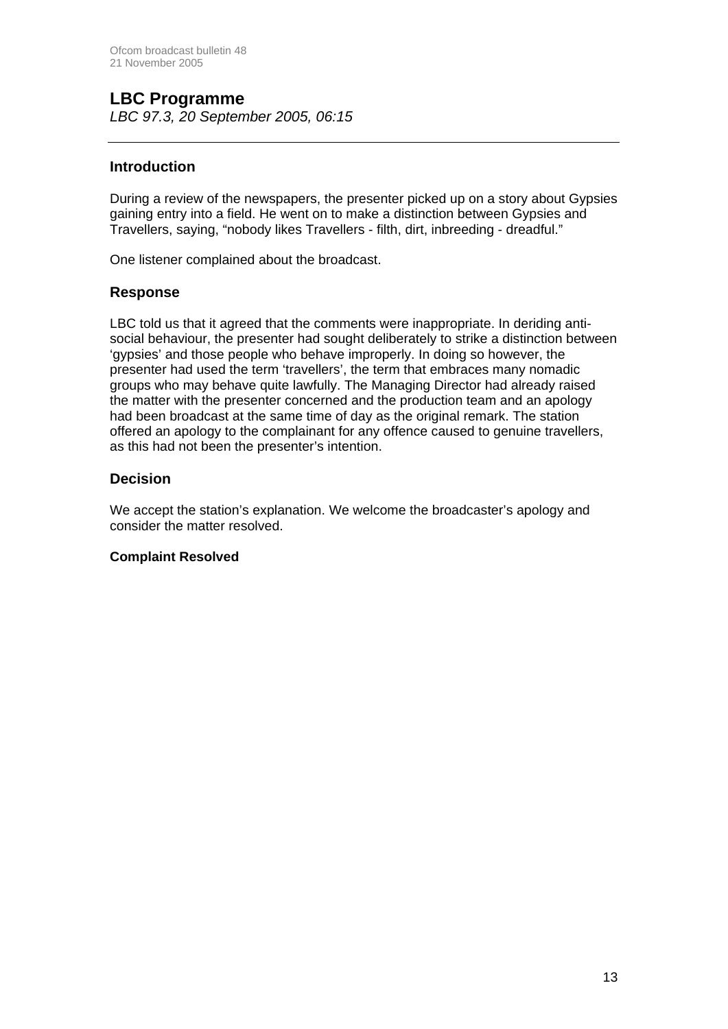## LBC Programme

*LBC 97.3, 20 September 2005, 06:15*

---

### Introduction

During a review of the newspapers, the presenter picked up on a story about Gypsies gaining entry into a field. He went on to make a distinction between Gypsies and Travellers, saying, "nobody likes Travellers - filth, dirt, inbreeding - dreadful."

One listener complained about the broadcast.

### Response

LBC told us that it agreed that the comments were inappropriate. In deriding anti-social behaviour, the presenter had sought deliberately to strike a distinction between 'gypsies' and those people who behave improperly. In doing so however, the presenter had used the term 'travellers', the term that embraces many nomadic groups who may behave quite lawfully. The Managing Director had already raised the matter with the presenter concerned and the production team and an apology had been broadcast at the same time of day as the original remark. The station offered an apology to the complainant for any offence caused to genuine travellers, as this had not been the presenter's intention.

### Decision

We accept the station's explanation. We welcome the broadcaster's apology and consider the matter resolved.

**Complaint Resolved**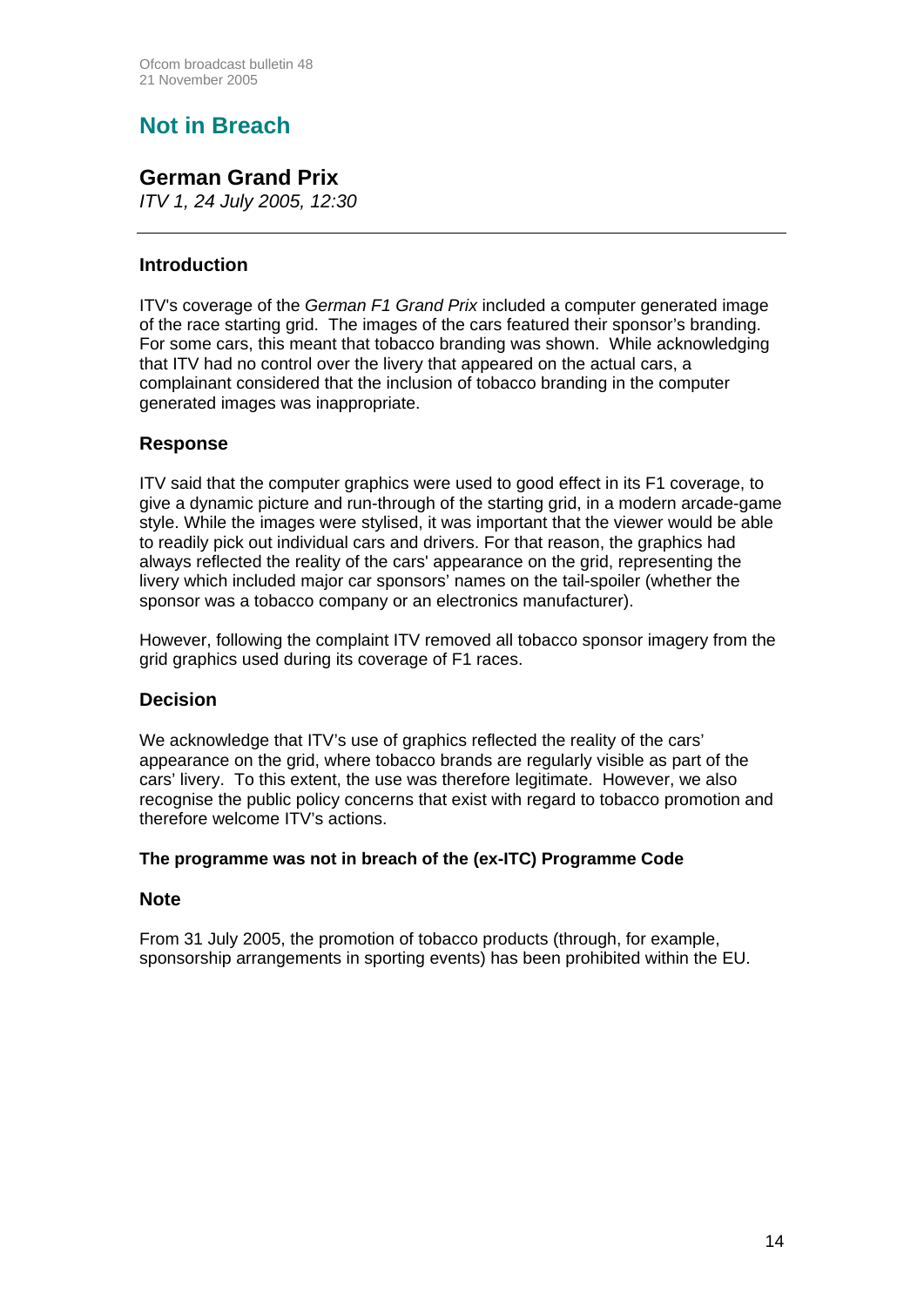# Not in Breach

## German Grand Prix

*ITV 1, 24 July 2005, 12:30*

---

### Introduction

ITV's coverage of the *German F1 Grand Prix* included a computer generated image of the race starting grid. The images of the cars featured their sponsor's branding. For some cars, this meant that tobacco branding was shown. While acknowledging that ITV had no control over the livery that appeared on the actual cars, a complainant considered that the inclusion of tobacco branding in the computer generated images was inappropriate.

### Response

ITV said that the computer graphics were used to good effect in its F1 coverage, to give a dynamic picture and run-through of the starting grid, in a modern arcade-game style. While the images were stylised, it was important that the viewer would be able to readily pick out individual cars and drivers. For that reason, the graphics had always reflected the reality of the cars' appearance on the grid, representing the livery which included major car sponsors' names on the tail-spoiler (whether the sponsor was a tobacco company or an electronics manufacturer).

However, following the complaint ITV removed all tobacco sponsor imagery from the grid graphics used during its coverage of F1 races.

### Decision

We acknowledge that ITV's use of graphics reflected the reality of the cars' appearance on the grid, where tobacco brands are regularly visible as part of the cars' livery. To this extent, the use was therefore legitimate. However, we also recognise the public policy concerns that exist with regard to tobacco promotion and therefore welcome ITV's actions.

**The programme was not in breach of the (ex-ITC) Programme Code**

### Note

From 31 July 2005, the promotion of tobacco products (through, for example, sponsorship arrangements in sporting events) has been prohibited within the EU.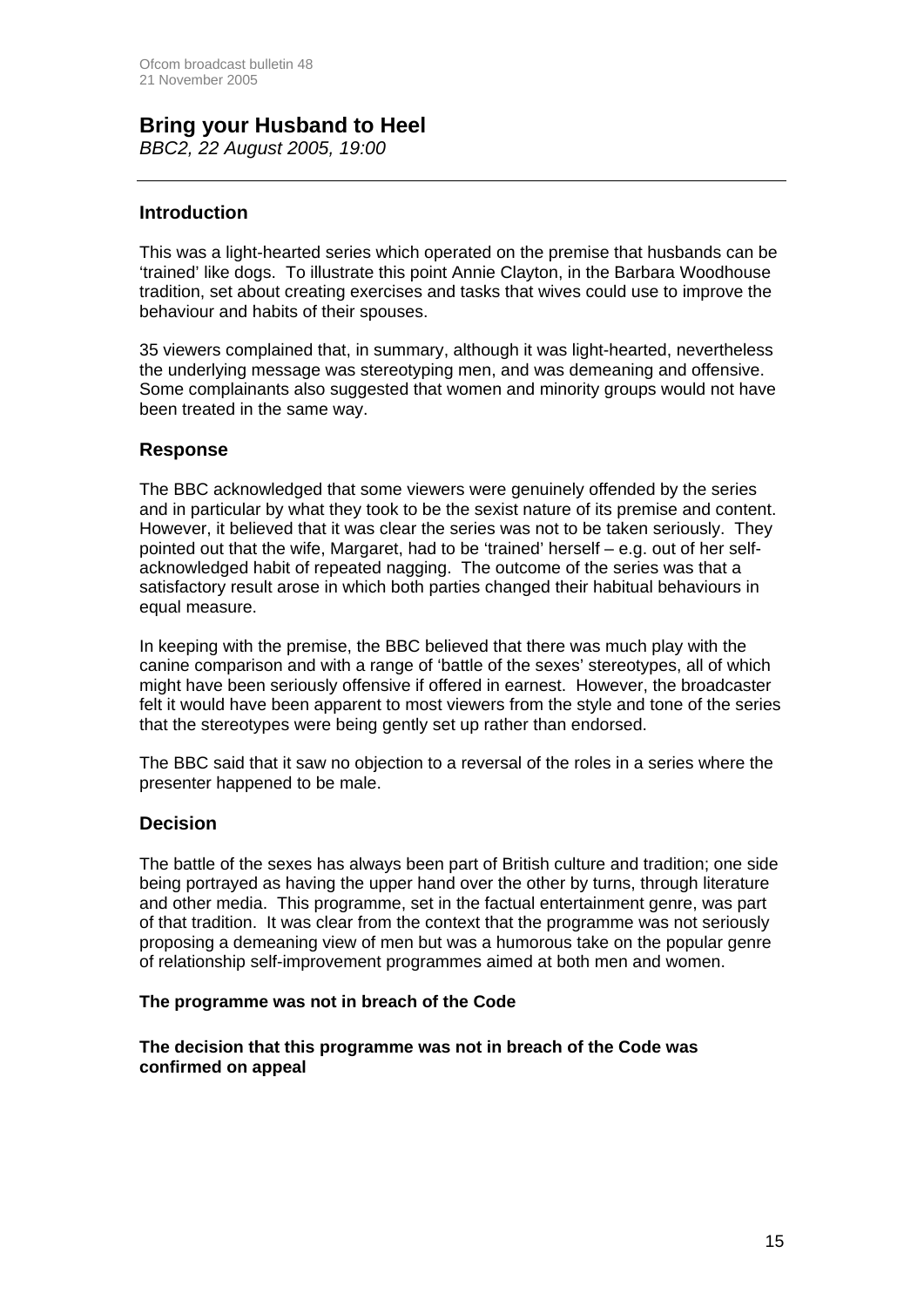## Bring your Husband to Heel

*BBC2, 22 August 2005, 19:00*

### Introduction

This was a light-hearted series which operated on the premise that husbands can be 'trained' like dogs. To illustrate this point Annie Clayton, in the Barbara Woodhouse tradition, set about creating exercises and tasks that wives could use to improve the behaviour and habits of their spouses.

35 viewers complained that, in summary, although it was light-hearted, nevertheless the underlying message was stereotyping men, and was demeaning and offensive. Some complainants also suggested that women and minority groups would not have been treated in the same way.

### Response

The BBC acknowledged that some viewers were genuinely offended by the series and in particular by what they took to be the sexist nature of its premise and content. However, it believed that it was clear the series was not to be taken seriously. They pointed out that the wife, Margaret, had to be 'trained' herself – e.g. out of her self-acknowledged habit of repeated nagging. The outcome of the series was that a satisfactory result arose in which both parties changed their habitual behaviours in equal measure.

In keeping with the premise, the BBC believed that there was much play with the canine comparison and with a range of 'battle of the sexes' stereotypes, all of which might have been seriously offensive if offered in earnest. However, the broadcaster felt it would have been apparent to most viewers from the style and tone of the series that the stereotypes were being gently set up rather than endorsed.

The BBC said that it saw no objection to a reversal of the roles in a series where the presenter happened to be male.

### Decision

The battle of the sexes has always been part of British culture and tradition; one side being portrayed as having the upper hand over the other by turns, through literature and other media. This programme, set in the factual entertainment genre, was part of that tradition. It was clear from the context that the programme was not seriously proposing a demeaning view of men but was a humorous take on the popular genre of relationship self-improvement programmes aimed at both men and women.

**The programme was not in breach of the Code**

**The decision that this programme was not in breach of the Code was confirmed on appeal**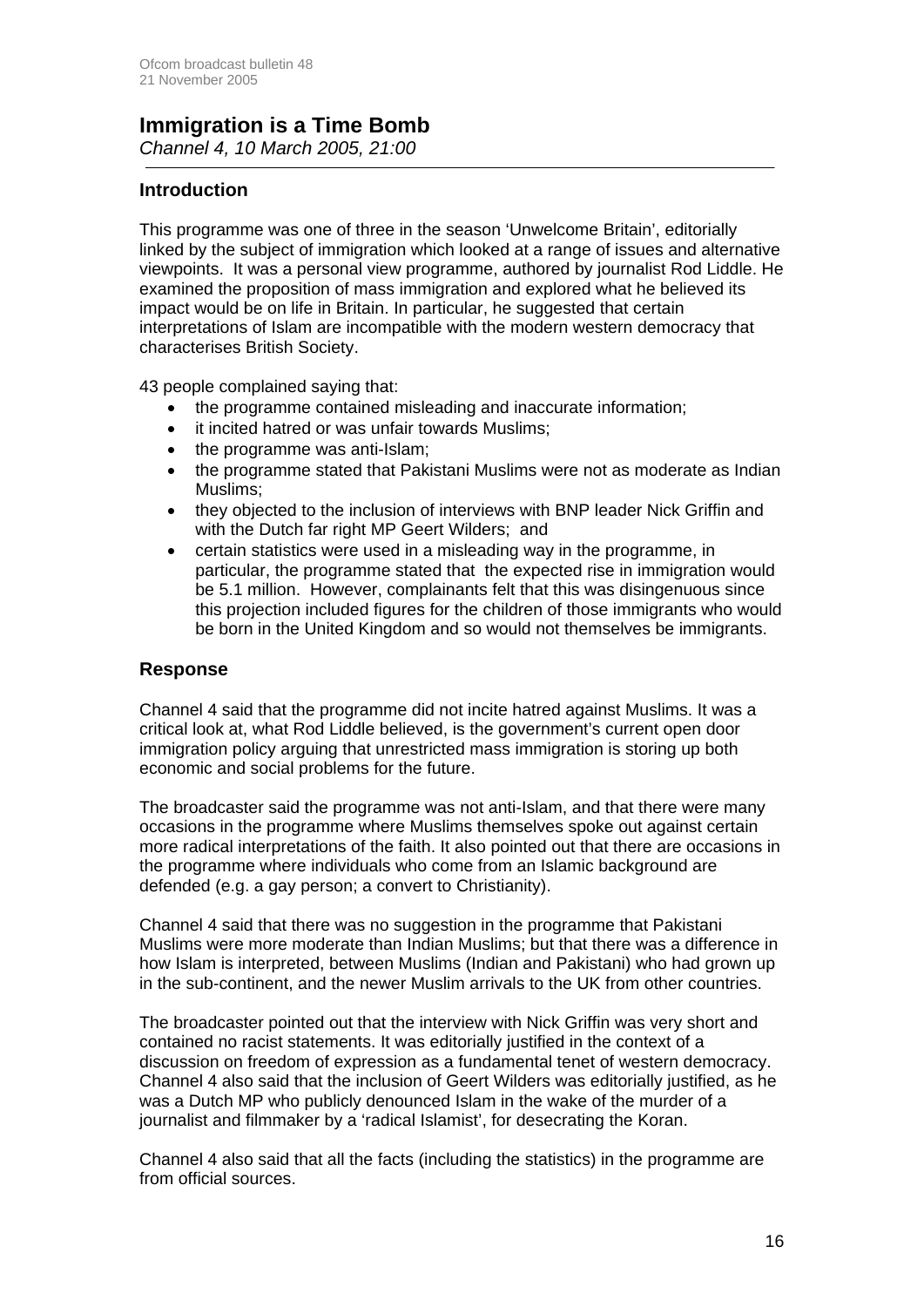## Immigration is a Time Bomb

*Channel 4, 10 March 2005, 21:00*

### Introduction

This programme was one of three in the season 'Unwelcome Britain', editorially linked by the subject of immigration which looked at a range of issues and alternative viewpoints. It was a personal view programme, authored by journalist Rod Liddle. He examined the proposition of mass immigration and explored what he believed its impact would be on life in Britain. In particular, he suggested that certain interpretations of Islam are incompatible with the modern western democracy that characterises British Society.

43 people complained saying that:

- the programme contained misleading and inaccurate information;
- it incited hatred or was unfair towards Muslims;
- the programme was anti-Islam;
- the programme stated that Pakistani Muslims were not as moderate as Indian Muslims;
- they objected to the inclusion of interviews with BNP leader Nick Griffin and with the Dutch far right MP Geert Wilders; and
- certain statistics were used in a misleading way in the programme, in particular, the programme stated that the expected rise in immigration would be 5.1 million. However, complainants felt that this was disingenuous since this projection included figures for the children of those immigrants who would be born in the United Kingdom and so would not themselves be immigrants.

### Response

Channel 4 said that the programme did not incite hatred against Muslims. It was a critical look at, what Rod Liddle believed, is the government's current open door immigration policy arguing that unrestricted mass immigration is storing up both economic and social problems for the future.

The broadcaster said the programme was not anti-Islam, and that there were many occasions in the programme where Muslims themselves spoke out against certain more radical interpretations of the faith. It also pointed out that there are occasions in the programme where individuals who come from an Islamic background are defended (e.g. a gay person; a convert to Christianity).

Channel 4 said that there was no suggestion in the programme that Pakistani Muslims were more moderate than Indian Muslims; but that there was a difference in how Islam is interpreted, between Muslims (Indian and Pakistani) who had grown up in the sub-continent, and the newer Muslim arrivals to the UK from other countries.

The broadcaster pointed out that the interview with Nick Griffin was very short and contained no racist statements. It was editorially justified in the context of a discussion on freedom of expression as a fundamental tenet of western democracy. Channel 4 also said that the inclusion of Geert Wilders was editorially justified, as he was a Dutch MP who publicly denounced Islam in the wake of the murder of a journalist and filmmaker by a 'radical Islamist', for desecrating the Koran.

Channel 4 also said that all the facts (including the statistics) in the programme are from official sources.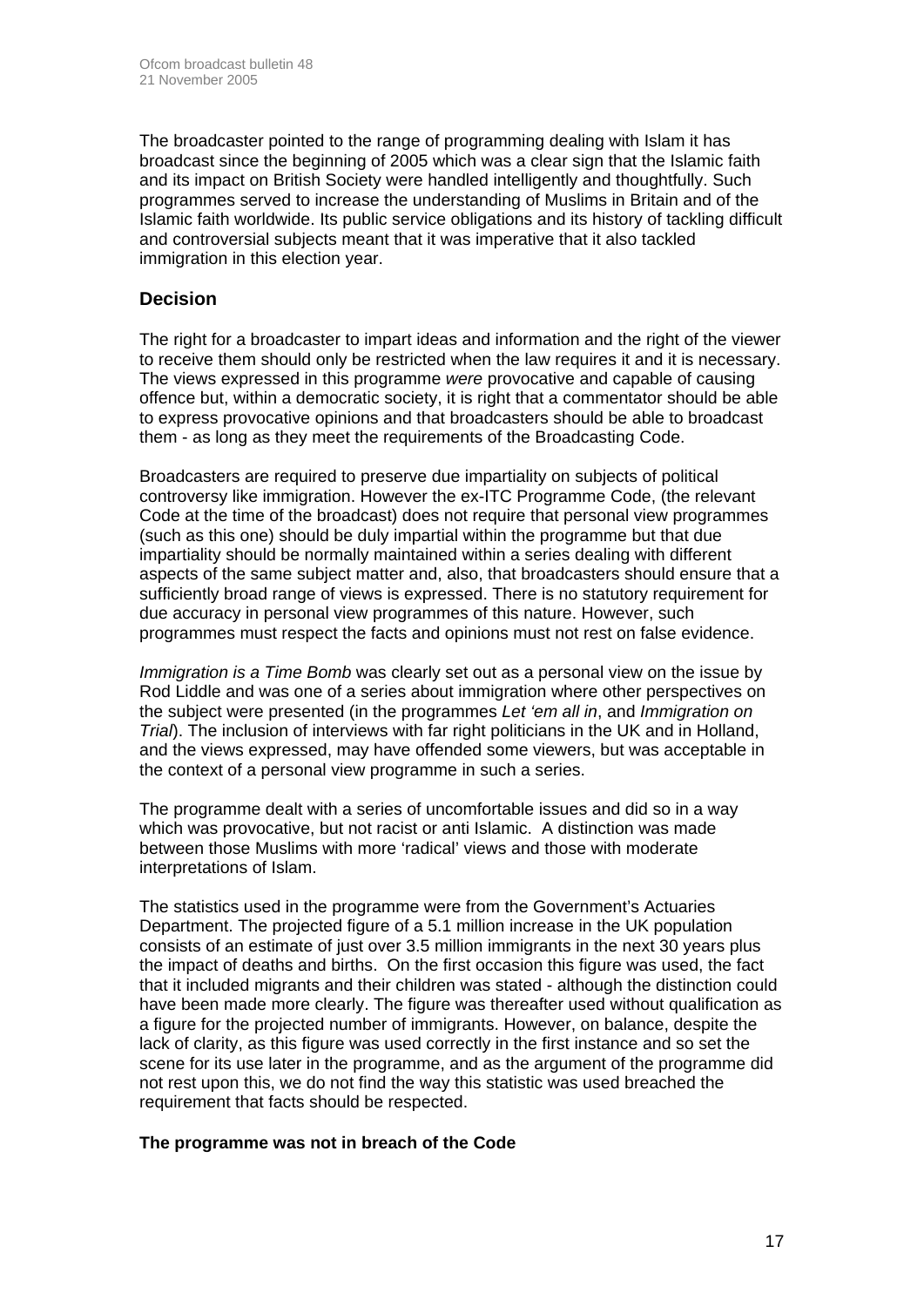The broadcaster pointed to the range of programming dealing with Islam it has broadcast since the beginning of 2005 which was a clear sign that the Islamic faith and its impact on British Society were handled intelligently and thoughtfully. Such programmes served to increase the understanding of Muslims in Britain and of the Islamic faith worldwide. Its public service obligations and its history of tackling difficult and controversial subjects meant that it was imperative that it also tackled immigration in this election year.

## Decision

The right for a broadcaster to impart ideas and information and the right of the viewer to receive them should only be restricted when the law requires it and it is necessary. The views expressed in this programme *were* provocative and capable of causing offence but, within a democratic society, it is right that a commentator should be able to express provocative opinions and that broadcasters should be able to broadcast them - as long as they meet the requirements of the Broadcasting Code.

Broadcasters are required to preserve due impartiality on subjects of political controversy like immigration. However the ex-ITC Programme Code, (the relevant Code at the time of the broadcast) does not require that personal view programmes (such as this one) should be duly impartial within the programme but that due impartiality should be normally maintained within a series dealing with different aspects of the same subject matter and, also, that broadcasters should ensure that a sufficiently broad range of views is expressed. There is no statutory requirement for due accuracy in personal view programmes of this nature. However, such programmes must respect the facts and opinions must not rest on false evidence.

*Immigration is a Time Bomb* was clearly set out as a personal view on the issue by Rod Liddle and was one of a series about immigration where other perspectives on the subject were presented (in the programmes *Let 'em all in*, and *Immigration on Trial*). The inclusion of interviews with far right politicians in the UK and in Holland, and the views expressed, may have offended some viewers, but was acceptable in the context of a personal view programme in such a series.

The programme dealt with a series of uncomfortable issues and did so in a way which was provocative, but not racist or anti Islamic. A distinction was made between those Muslims with more 'radical' views and those with moderate interpretations of Islam.

The statistics used in the programme were from the Government's Actuaries Department. The projected figure of a 5.1 million increase in the UK population consists of an estimate of just over 3.5 million immigrants in the next 30 years plus the impact of deaths and births. On the first occasion this figure was used, the fact that it included migrants and their children was stated - although the distinction could have been made more clearly. The figure was thereafter used without qualification as a figure for the projected number of immigrants. However, on balance, despite the lack of clarity, as this figure was used correctly in the first instance and so set the scene for its use later in the programme, and as the argument of the programme did not rest upon this, we do not find the way this statistic was used breached the requirement that facts should be respected.

**The programme was not in breach of the Code**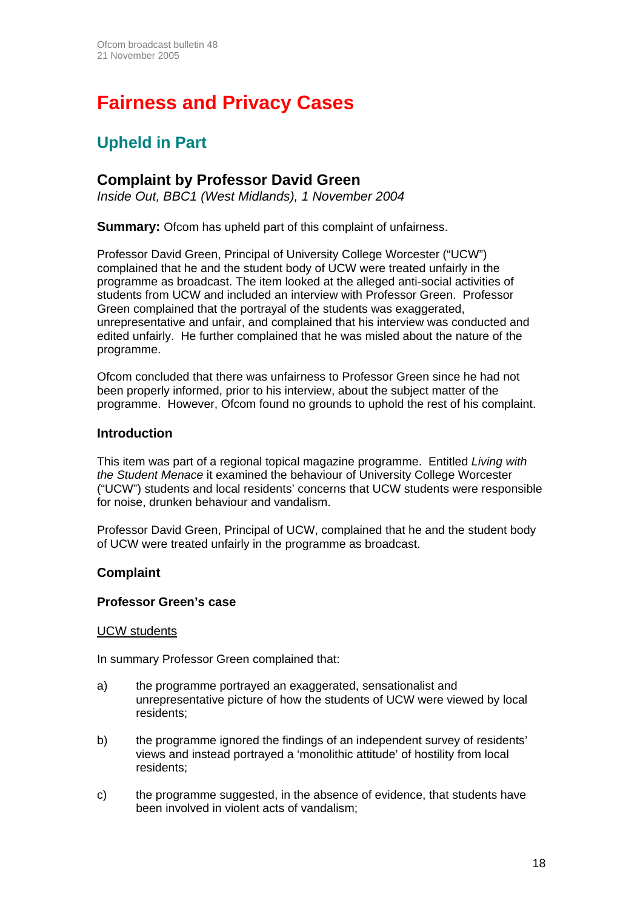# Fairness and Privacy Cases

## Upheld in Part

### Complaint by Professor David Green

*Inside Out, BBC1 (West Midlands), 1 November 2004*

**Summary:** Ofcom has upheld part of this complaint of unfairness.

Professor David Green, Principal of University College Worcester ("UCW") complained that he and the student body of UCW were treated unfairly in the programme as broadcast. The item looked at the alleged anti-social activities of students from UCW and included an interview with Professor Green. Professor Green complained that the portrayal of the students was exaggerated, unrepresentative and unfair, and complained that his interview was conducted and edited unfairly. He further complained that he was misled about the nature of the programme.

Ofcom concluded that there was unfairness to Professor Green since he had not been properly informed, prior to his interview, about the subject matter of the programme. However, Ofcom found no grounds to uphold the rest of his complaint.

#### Introduction

This item was part of a regional topical magazine programme. Entitled *Living with the Student Menace* it examined the behaviour of University College Worcester ("UCW") students and local residents' concerns that UCW students were responsible for noise, drunken behaviour and vandalism.

Professor David Green, Principal of UCW, complained that he and the student body of UCW were treated unfairly in the programme as broadcast.

#### Complaint

**Professor Green's case**

<u>UCW students</u>

In summary Professor Green complained that:

a) the programme portrayed an exaggerated, sensationalist and unrepresentative picture of how the students of UCW were viewed by local residents;

b) the programme ignored the findings of an independent survey of residents' views and instead portrayed a 'monolithic attitude' of hostility from local residents;

c) the programme suggested, in the absence of evidence, that students have been involved in violent acts of vandalism;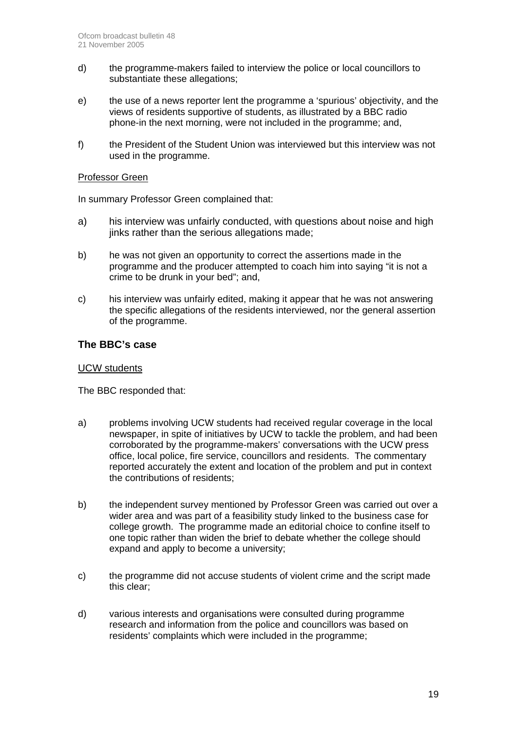d) the programme-makers failed to interview the police or local councillors to substantiate these allegations;

e) the use of a news reporter lent the programme a 'spurious' objectivity, and the views of residents supportive of students, as illustrated by a BBC radio phone-in the next morning, were not included in the programme; and,

f) the President of the Student Union was interviewed but this interview was not used in the programme.

Professor Green

In summary Professor Green complained that:

a) his interview was unfairly conducted, with questions about noise and high jinks rather than the serious allegations made;

b) he was not given an opportunity to correct the assertions made in the programme and the producer attempted to coach him into saying "it is not a crime to be drunk in your bed"; and,

c) his interview was unfairly edited, making it appear that he was not answering the specific allegations of the residents interviewed, nor the general assertion of the programme.

### The BBC's case

UCW students

The BBC responded that:

a) problems involving UCW students had received regular coverage in the local newspaper, in spite of initiatives by UCW to tackle the problem, and had been corroborated by the programme-makers' conversations with the UCW press office, local police, fire service, councillors and residents. The commentary reported accurately the extent and location of the problem and put in context the contributions of residents;

b) the independent survey mentioned by Professor Green was carried out over a wider area and was part of a feasibility study linked to the business case for college growth. The programme made an editorial choice to confine itself to one topic rather than widen the brief to debate whether the college should expand and apply to become a university;

c) the programme did not accuse students of violent crime and the script made this clear;

d) various interests and organisations were consulted during programme research and information from the police and councillors was based on residents' complaints which were included in the programme;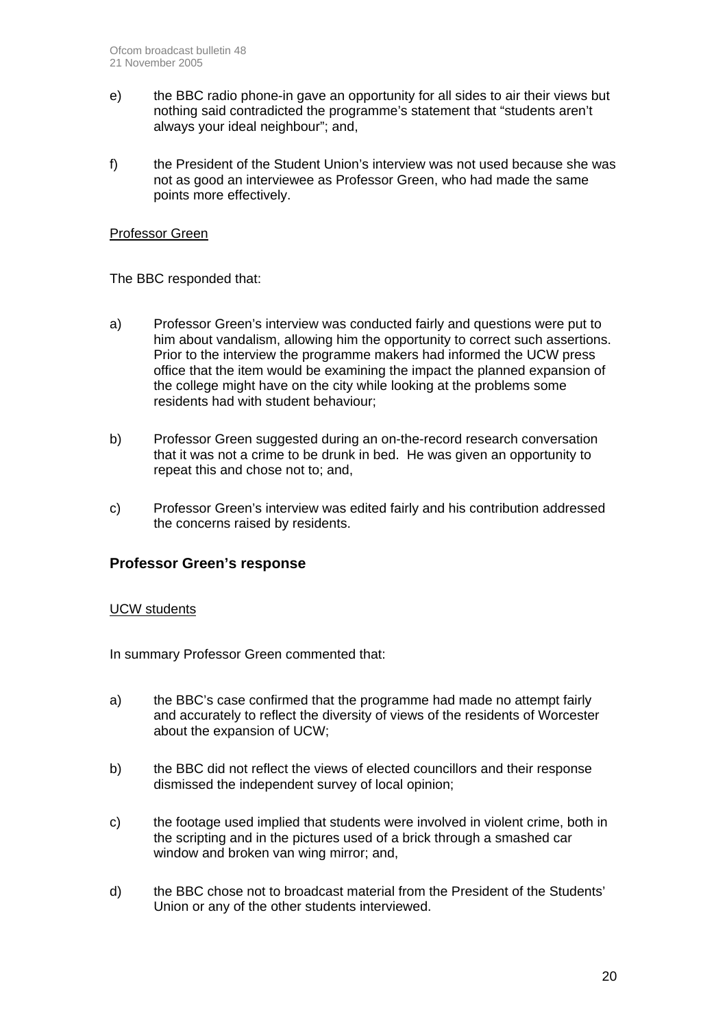e) the BBC radio phone-in gave an opportunity for all sides to air their views but nothing said contradicted the programme's statement that "students aren't always your ideal neighbour"; and,

f) the President of the Student Union's interview was not used because she was not as good an interviewee as Professor Green, who had made the same points more effectively.

Professor Green

The BBC responded that:

a) Professor Green's interview was conducted fairly and questions were put to him about vandalism, allowing him the opportunity to correct such assertions. Prior to the interview the programme makers had informed the UCW press office that the item would be examining the impact the planned expansion of the college might have on the city while looking at the problems some residents had with student behaviour;

b) Professor Green suggested during an on-the-record research conversation that it was not a crime to be drunk in bed. He was given an opportunity to repeat this and chose not to; and,

c) Professor Green's interview was edited fairly and his contribution addressed the concerns raised by residents.

### Professor Green's response

UCW students

In summary Professor Green commented that:

a) the BBC's case confirmed that the programme had made no attempt fairly and accurately to reflect the diversity of views of the residents of Worcester about the expansion of UCW;

b) the BBC did not reflect the views of elected councillors and their response dismissed the independent survey of local opinion;

c) the footage used implied that students were involved in violent crime, both in the scripting and in the pictures used of a brick through a smashed car window and broken van wing mirror; and,

d) the BBC chose not to broadcast material from the President of the Students' Union or any of the other students interviewed.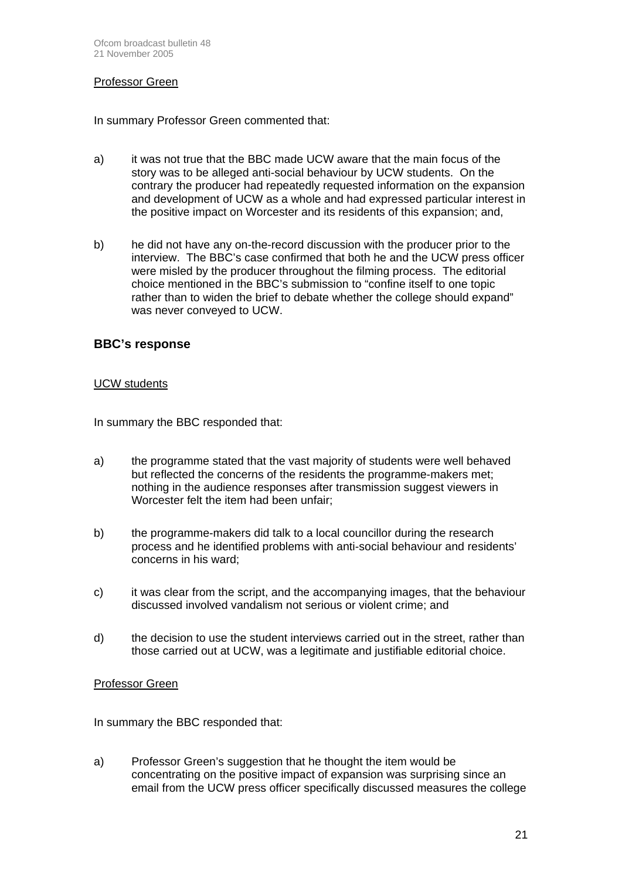Professor Green

In summary Professor Green commented that:

a) it was not true that the BBC made UCW aware that the main focus of the story was to be alleged anti-social behaviour by UCW students. On the contrary the producer had repeatedly requested information on the expansion and development of UCW as a whole and had expressed particular interest in the positive impact on Worcester and its residents of this expansion; and,

b) he did not have any on-the-record discussion with the producer prior to the interview. The BBC's case confirmed that both he and the UCW press officer were misled by the producer throughout the filming process. The editorial choice mentioned in the BBC's submission to "confine itself to one topic rather than to widen the brief to debate whether the college should expand" was never conveyed to UCW.

## BBC's response

UCW students

In summary the BBC responded that:

a) the programme stated that the vast majority of students were well behaved but reflected the concerns of the residents the programme-makers met; nothing in the audience responses after transmission suggest viewers in Worcester felt the item had been unfair;

b) the programme-makers did talk to a local councillor during the research process and he identified problems with anti-social behaviour and residents' concerns in his ward;

c) it was clear from the script, and the accompanying images, that the behaviour discussed involved vandalism not serious or violent crime; and

d) the decision to use the student interviews carried out in the street, rather than those carried out at UCW, was a legitimate and justifiable editorial choice.

Professor Green

In summary the BBC responded that:

a) Professor Green's suggestion that he thought the item would be concentrating on the positive impact of expansion was surprising since an email from the UCW press officer specifically discussed measures the college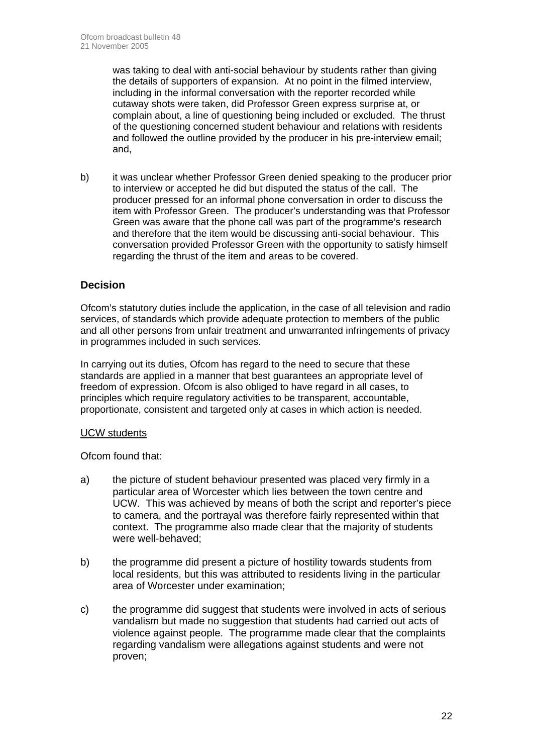was taking to deal with anti-social behaviour by students rather than giving the details of supporters of expansion. At no point in the filmed interview, including in the informal conversation with the reporter recorded while cutaway shots were taken, did Professor Green express surprise at, or complain about, a line of questioning being included or excluded. The thrust of the questioning concerned student behaviour and relations with residents and followed the outline provided by the producer in his pre-interview email; and,

b) it was unclear whether Professor Green denied speaking to the producer prior to interview or accepted he did but disputed the status of the call. The producer pressed for an informal phone conversation in order to discuss the item with Professor Green. The producer's understanding was that Professor Green was aware that the phone call was part of the programme's research and therefore that the item would be discussing anti-social behaviour. This conversation provided Professor Green with the opportunity to satisfy himself regarding the thrust of the item and areas to be covered.

## Decision

Ofcom's statutory duties include the application, in the case of all television and radio services, of standards which provide adequate protection to members of the public and all other persons from unfair treatment and unwarranted infringements of privacy in programmes included in such services.

In carrying out its duties, Ofcom has regard to the need to secure that these standards are applied in a manner that best guarantees an appropriate level of freedom of expression. Ofcom is also obliged to have regard in all cases, to principles which require regulatory activities to be transparent, accountable, proportionate, consistent and targeted only at cases in which action is needed.

UCW students

Ofcom found that:

a) the picture of student behaviour presented was placed very firmly in a particular area of Worcester which lies between the town centre and UCW. This was achieved by means of both the script and reporter's piece to camera, and the portrayal was therefore fairly represented within that context. The programme also made clear that the majority of students were well-behaved;

b) the programme did present a picture of hostility towards students from local residents, but this was attributed to residents living in the particular area of Worcester under examination;

c) the programme did suggest that students were involved in acts of serious vandalism but made no suggestion that students had carried out acts of violence against people. The programme made clear that the complaints regarding vandalism were allegations against students and were not proven;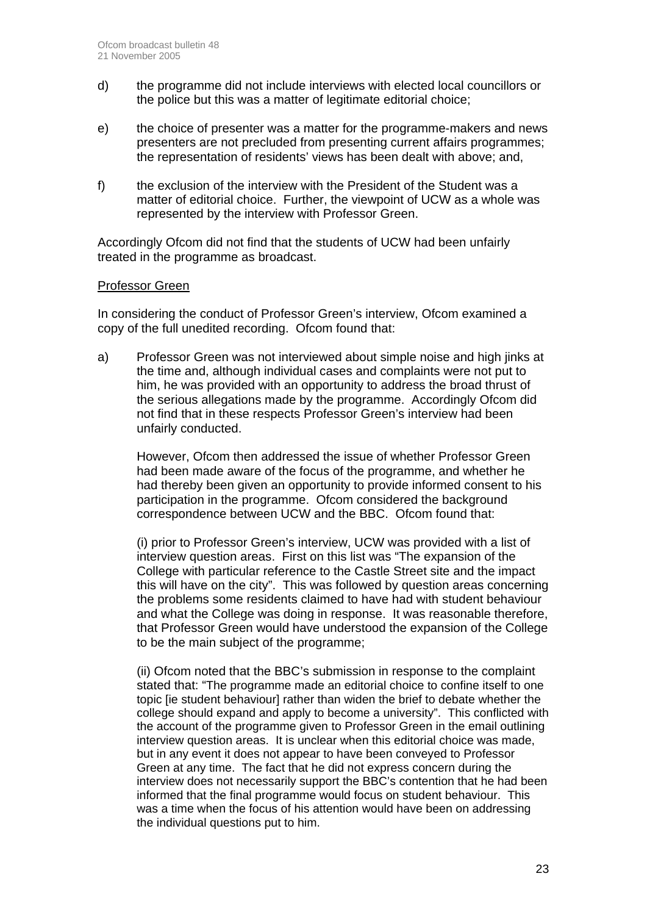d) the programme did not include interviews with elected local councillors or the police but this was a matter of legitimate editorial choice;

e) the choice of presenter was a matter for the programme-makers and news presenters are not precluded from presenting current affairs programmes; the representation of residents' views has been dealt with above; and,

f) the exclusion of the interview with the President of the Student was a matter of editorial choice. Further, the viewpoint of UCW as a whole was represented by the interview with Professor Green.

Accordingly Ofcom did not find that the students of UCW had been unfairly treated in the programme as broadcast.

<u>Professor Green</u>

In considering the conduct of Professor Green's interview, Ofcom examined a copy of the full unedited recording. Ofcom found that:

a) Professor Green was not interviewed about simple noise and high jinks at the time and, although individual cases and complaints were not put to him, he was provided with an opportunity to address the broad thrust of the serious allegations made by the programme. Accordingly Ofcom did not find that in these respects Professor Green's interview had been unfairly conducted.

   However, Ofcom then addressed the issue of whether Professor Green had been made aware of the focus of the programme, and whether he had thereby been given an opportunity to provide informed consent to his participation in the programme. Ofcom considered the background correspondence between UCW and the BBC. Ofcom found that:

   (i) prior to Professor Green's interview, UCW was provided with a list of interview question areas. First on this list was "The expansion of the College with particular reference to the Castle Street site and the impact this will have on the city". This was followed by question areas concerning the problems some residents claimed to have had with student behaviour and what the College was doing in response. It was reasonable therefore, that Professor Green would have understood the expansion of the College to be the main subject of the programme;

   (ii) Ofcom noted that the BBC's submission in response to the complaint stated that: "The programme made an editorial choice to confine itself to one topic [ie student behaviour] rather than widen the brief to debate whether the college should expand and apply to become a university". This conflicted with the account of the programme given to Professor Green in the email outlining interview question areas. It is unclear when this editorial choice was made, but in any event it does not appear to have been conveyed to Professor Green at any time. The fact that he did not express concern during the interview does not necessarily support the BBC's contention that he had been informed that the final programme would focus on student behaviour. This was a time when the focus of his attention would have been on addressing the individual questions put to him.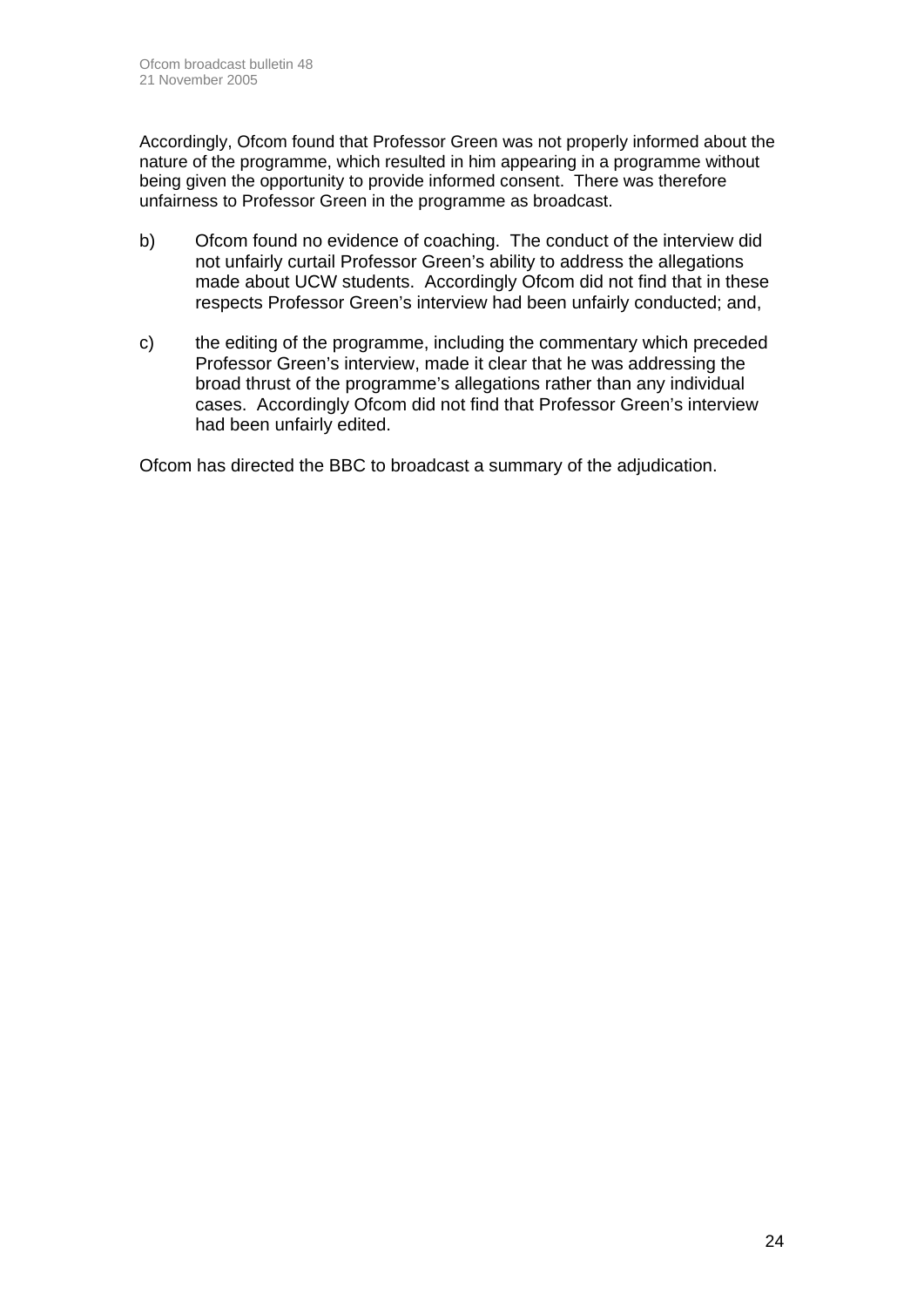Accordingly, Ofcom found that Professor Green was not properly informed about the nature of the programme, which resulted in him appearing in a programme without being given the opportunity to provide informed consent. There was therefore unfairness to Professor Green in the programme as broadcast.

b) Ofcom found no evidence of coaching. The conduct of the interview did not unfairly curtail Professor Green's ability to address the allegations made about UCW students. Accordingly Ofcom did not find that in these respects Professor Green's interview had been unfairly conducted; and,

c) the editing of the programme, including the commentary which preceded Professor Green's interview, made it clear that he was addressing the broad thrust of the programme's allegations rather than any individual cases. Accordingly Ofcom did not find that Professor Green's interview had been unfairly edited.

Ofcom has directed the BBC to broadcast a summary of the adjudication.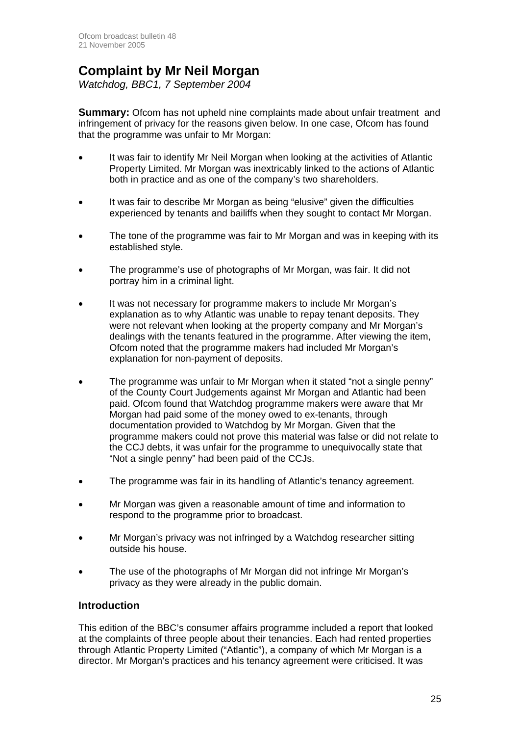# Complaint by Mr Neil Morgan

*Watchdog, BBC1, 7 September 2004*

**Summary:** Ofcom has not upheld nine complaints made about unfair treatment and infringement of privacy for the reasons given below. In one case, Ofcom has found that the programme was unfair to Mr Morgan:

- It was fair to identify Mr Neil Morgan when looking at the activities of Atlantic Property Limited. Mr Morgan was inextricably linked to the actions of Atlantic both in practice and as one of the company's two shareholders.
- It was fair to describe Mr Morgan as being "elusive" given the difficulties experienced by tenants and bailiffs when they sought to contact Mr Morgan.
- The tone of the programme was fair to Mr Morgan and was in keeping with its established style.
- The programme's use of photographs of Mr Morgan, was fair. It did not portray him in a criminal light.
- It was not necessary for programme makers to include Mr Morgan's explanation as to why Atlantic was unable to repay tenant deposits. They were not relevant when looking at the property company and Mr Morgan's dealings with the tenants featured in the programme. After viewing the item, Ofcom noted that the programme makers had included Mr Morgan's explanation for non-payment of deposits.
- The programme was unfair to Mr Morgan when it stated "not a single penny" of the County Court Judgements against Mr Morgan and Atlantic had been paid. Ofcom found that Watchdog programme makers were aware that Mr Morgan had paid some of the money owed to ex-tenants, through documentation provided to Watchdog by Mr Morgan. Given that the programme makers could not prove this material was false or did not relate to the CCJ debts, it was unfair for the programme to unequivocally state that "Not a single penny" had been paid of the CCJs.
- The programme was fair in its handling of Atlantic's tenancy agreement.
- Mr Morgan was given a reasonable amount of time and information to respond to the programme prior to broadcast.
- Mr Morgan's privacy was not infringed by a Watchdog researcher sitting outside his house.
- The use of the photographs of Mr Morgan did not infringe Mr Morgan's privacy as they were already in the public domain.

## Introduction

This edition of the BBC's consumer affairs programme included a report that looked at the complaints of three people about their tenancies. Each had rented properties through Atlantic Property Limited ("Atlantic"), a company of which Mr Morgan is a director. Mr Morgan's practices and his tenancy agreement were criticised. It was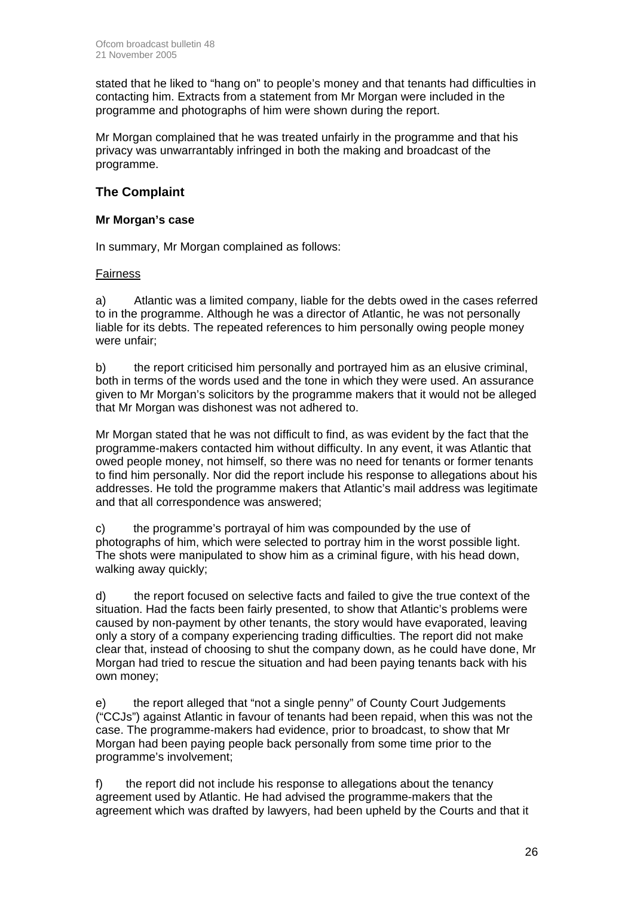stated that he liked to "hang on" to people's money and that tenants had difficulties in contacting him. Extracts from a statement from Mr Morgan were included in the programme and photographs of him were shown during the report.

Mr Morgan complained that he was treated unfairly in the programme and that his privacy was unwarrantably infringed in both the making and broadcast of the programme.

## The Complaint

### Mr Morgan's case

In summary, Mr Morgan complained as follows:

Fairness

a) Atlantic was a limited company, liable for the debts owed in the cases referred to in the programme. Although he was a director of Atlantic, he was not personally liable for its debts. The repeated references to him personally owing people money were unfair;

b) the report criticised him personally and portrayed him as an elusive criminal, both in terms of the words used and the tone in which they were used. An assurance given to Mr Morgan's solicitors by the programme makers that it would not be alleged that Mr Morgan was dishonest was not adhered to.

Mr Morgan stated that he was not difficult to find, as was evident by the fact that the programme-makers contacted him without difficulty. In any event, it was Atlantic that owed people money, not himself, so there was no need for tenants or former tenants to find him personally. Nor did the report include his response to allegations about his addresses. He told the programme makers that Atlantic's mail address was legitimate and that all correspondence was answered;

c) the programme's portrayal of him was compounded by the use of photographs of him, which were selected to portray him in the worst possible light. The shots were manipulated to show him as a criminal figure, with his head down, walking away quickly;

d) the report focused on selective facts and failed to give the true context of the situation. Had the facts been fairly presented, to show that Atlantic's problems were caused by non-payment by other tenants, the story would have evaporated, leaving only a story of a company experiencing trading difficulties. The report did not make clear that, instead of choosing to shut the company down, as he could have done, Mr Morgan had tried to rescue the situation and had been paying tenants back with his own money;

e) the report alleged that "not a single penny" of County Court Judgements ("CCJs") against Atlantic in favour of tenants had been repaid, when this was not the case. The programme-makers had evidence, prior to broadcast, to show that Mr Morgan had been paying people back personally from some time prior to the programme's involvement;

f) the report did not include his response to allegations about the tenancy agreement used by Atlantic. He had advised the programme-makers that the agreement which was drafted by lawyers, had been upheld by the Courts and that it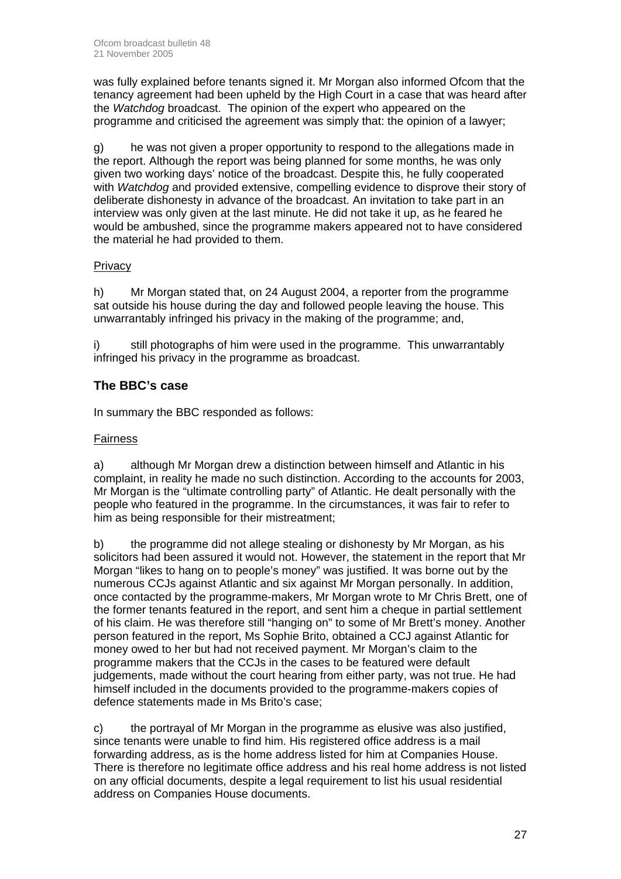was fully explained before tenants signed it. Mr Morgan also informed Ofcom that the tenancy agreement had been upheld by the High Court in a case that was heard after the *Watchdog* broadcast. The opinion of the expert who appeared on the programme and criticised the agreement was simply that: the opinion of a lawyer;

g) he was not given a proper opportunity to respond to the allegations made in the report. Although the report was being planned for some months, he was only given two working days' notice of the broadcast. Despite this, he fully cooperated with *Watchdog* and provided extensive, compelling evidence to disprove their story of deliberate dishonesty in advance of the broadcast. An invitation to take part in an interview was only given at the last minute. He did not take it up, as he feared he would be ambushed, since the programme makers appeared not to have considered the material he had provided to them.

Privacy

h) Mr Morgan stated that, on 24 August 2004, a reporter from the programme sat outside his house during the day and followed people leaving the house. This unwarrantably infringed his privacy in the making of the programme; and,

i) still photographs of him were used in the programme. This unwarrantably infringed his privacy in the programme as broadcast.

## The BBC's case

In summary the BBC responded as follows:

Fairness

a) although Mr Morgan drew a distinction between himself and Atlantic in his complaint, in reality he made no such distinction. According to the accounts for 2003, Mr Morgan is the "ultimate controlling party" of Atlantic. He dealt personally with the people who featured in the programme. In the circumstances, it was fair to refer to him as being responsible for their mistreatment;

b) the programme did not allege stealing or dishonesty by Mr Morgan, as his solicitors had been assured it would not. However, the statement in the report that Mr Morgan "likes to hang on to people's money" was justified. It was borne out by the numerous CCJs against Atlantic and six against Mr Morgan personally. In addition, once contacted by the programme-makers, Mr Morgan wrote to Mr Chris Brett, one of the former tenants featured in the report, and sent him a cheque in partial settlement of his claim. He was therefore still "hanging on" to some of Mr Brett's money. Another person featured in the report, Ms Sophie Brito, obtained a CCJ against Atlantic for money owed to her but had not received payment. Mr Morgan's claim to the programme makers that the CCJs in the cases to be featured were default judgements, made without the court hearing from either party, was not true. He had himself included in the documents provided to the programme-makers copies of defence statements made in Ms Brito's case;

c) the portrayal of Mr Morgan in the programme as elusive was also justified, since tenants were unable to find him. His registered office address is a mail forwarding address, as is the home address listed for him at Companies House. There is therefore no legitimate office address and his real home address is not listed on any official documents, despite a legal requirement to list his usual residential address on Companies House documents.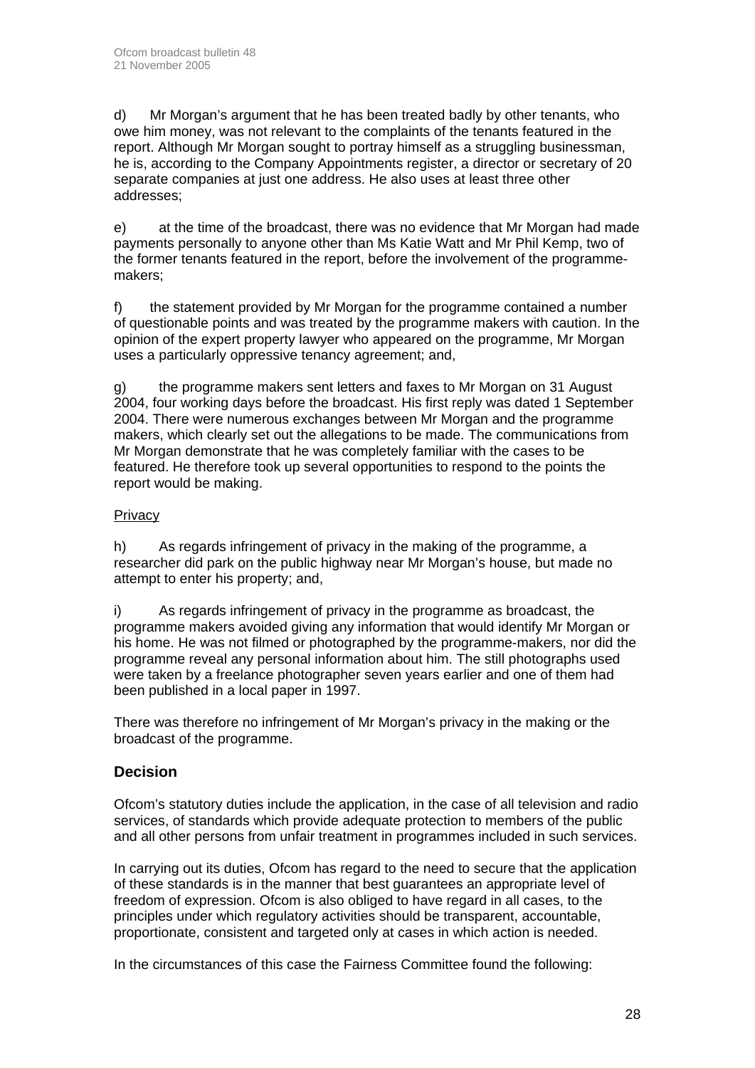d) Mr Morgan's argument that he has been treated badly by other tenants, who owe him money, was not relevant to the complaints of the tenants featured in the report. Although Mr Morgan sought to portray himself as a struggling businessman, he is, according to the Company Appointments register, a director or secretary of 20 separate companies at just one address. He also uses at least three other addresses;

e) at the time of the broadcast, there was no evidence that Mr Morgan had made payments personally to anyone other than Ms Katie Watt and Mr Phil Kemp, two of the former tenants featured in the report, before the involvement of the programme-makers;

f) the statement provided by Mr Morgan for the programme contained a number of questionable points and was treated by the programme makers with caution. In the opinion of the expert property lawyer who appeared on the programme, Mr Morgan uses a particularly oppressive tenancy agreement; and,

g) the programme makers sent letters and faxes to Mr Morgan on 31 August 2004, four working days before the broadcast. His first reply was dated 1 September 2004. There were numerous exchanges between Mr Morgan and the programme makers, which clearly set out the allegations to be made. The communications from Mr Morgan demonstrate that he was completely familiar with the cases to be featured. He therefore took up several opportunities to respond to the points the report would be making.

Privacy

h) As regards infringement of privacy in the making of the programme, a researcher did park on the public highway near Mr Morgan's house, but made no attempt to enter his property; and,

i) As regards infringement of privacy in the programme as broadcast, the programme makers avoided giving any information that would identify Mr Morgan or his home. He was not filmed or photographed by the programme-makers, nor did the programme reveal any personal information about him. The still photographs used were taken by a freelance photographer seven years earlier and one of them had been published in a local paper in 1997.

There was therefore no infringement of Mr Morgan's privacy in the making or the broadcast of the programme.

## Decision

Ofcom's statutory duties include the application, in the case of all television and radio services, of standards which provide adequate protection to members of the public and all other persons from unfair treatment in programmes included in such services.

In carrying out its duties, Ofcom has regard to the need to secure that the application of these standards is in the manner that best guarantees an appropriate level of freedom of expression. Ofcom is also obliged to have regard in all cases, to the principles under which regulatory activities should be transparent, accountable, proportionate, consistent and targeted only at cases in which action is needed.

In the circumstances of this case the Fairness Committee found the following: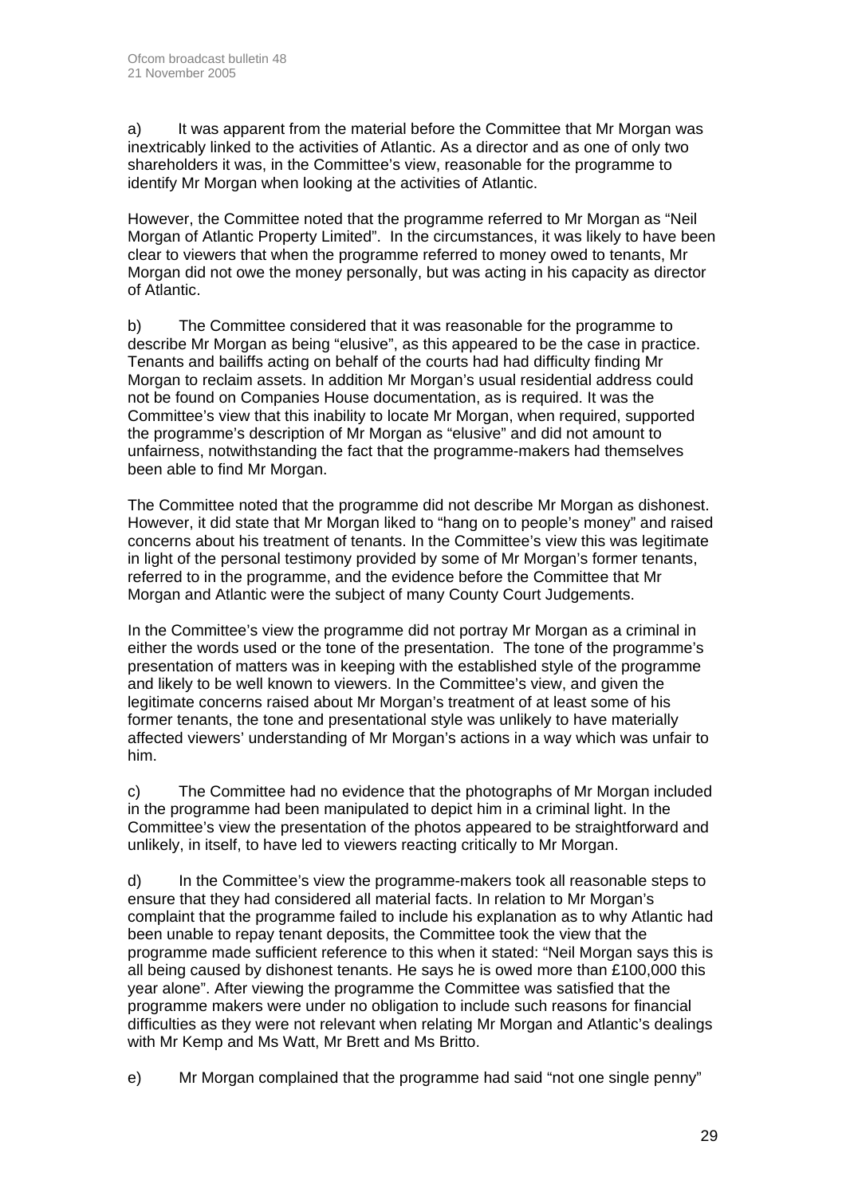a) It was apparent from the material before the Committee that Mr Morgan was inextricably linked to the activities of Atlantic. As a director and as one of only two shareholders it was, in the Committee's view, reasonable for the programme to identify Mr Morgan when looking at the activities of Atlantic.

However, the Committee noted that the programme referred to Mr Morgan as "Neil Morgan of Atlantic Property Limited". In the circumstances, it was likely to have been clear to viewers that when the programme referred to money owed to tenants, Mr Morgan did not owe the money personally, but was acting in his capacity as director of Atlantic.

b) The Committee considered that it was reasonable for the programme to describe Mr Morgan as being "elusive", as this appeared to be the case in practice. Tenants and bailiffs acting on behalf of the courts had had difficulty finding Mr Morgan to reclaim assets. In addition Mr Morgan's usual residential address could not be found on Companies House documentation, as is required. It was the Committee's view that this inability to locate Mr Morgan, when required, supported the programme's description of Mr Morgan as "elusive" and did not amount to unfairness, notwithstanding the fact that the programme-makers had themselves been able to find Mr Morgan.

The Committee noted that the programme did not describe Mr Morgan as dishonest. However, it did state that Mr Morgan liked to "hang on to people's money" and raised concerns about his treatment of tenants. In the Committee's view this was legitimate in light of the personal testimony provided by some of Mr Morgan's former tenants, referred to in the programme, and the evidence before the Committee that Mr Morgan and Atlantic were the subject of many County Court Judgements.

In the Committee's view the programme did not portray Mr Morgan as a criminal in either the words used or the tone of the presentation. The tone of the programme's presentation of matters was in keeping with the established style of the programme and likely to be well known to viewers. In the Committee's view, and given the legitimate concerns raised about Mr Morgan's treatment of at least some of his former tenants, the tone and presentational style was unlikely to have materially affected viewers' understanding of Mr Morgan's actions in a way which was unfair to him.

c) The Committee had no evidence that the photographs of Mr Morgan included in the programme had been manipulated to depict him in a criminal light. In the Committee's view the presentation of the photos appeared to be straightforward and unlikely, in itself, to have led to viewers reacting critically to Mr Morgan.

d) In the Committee's view the programme-makers took all reasonable steps to ensure that they had considered all material facts. In relation to Mr Morgan's complaint that the programme failed to include his explanation as to why Atlantic had been unable to repay tenant deposits, the Committee took the view that the programme made sufficient reference to this when it stated: "Neil Morgan says this is all being caused by dishonest tenants. He says he is owed more than £100,000 this year alone". After viewing the programme the Committee was satisfied that the programme makers were under no obligation to include such reasons for financial difficulties as they were not relevant when relating Mr Morgan and Atlantic's dealings with Mr Kemp and Ms Watt, Mr Brett and Ms Britto.

e) Mr Morgan complained that the programme had said "not one single penny"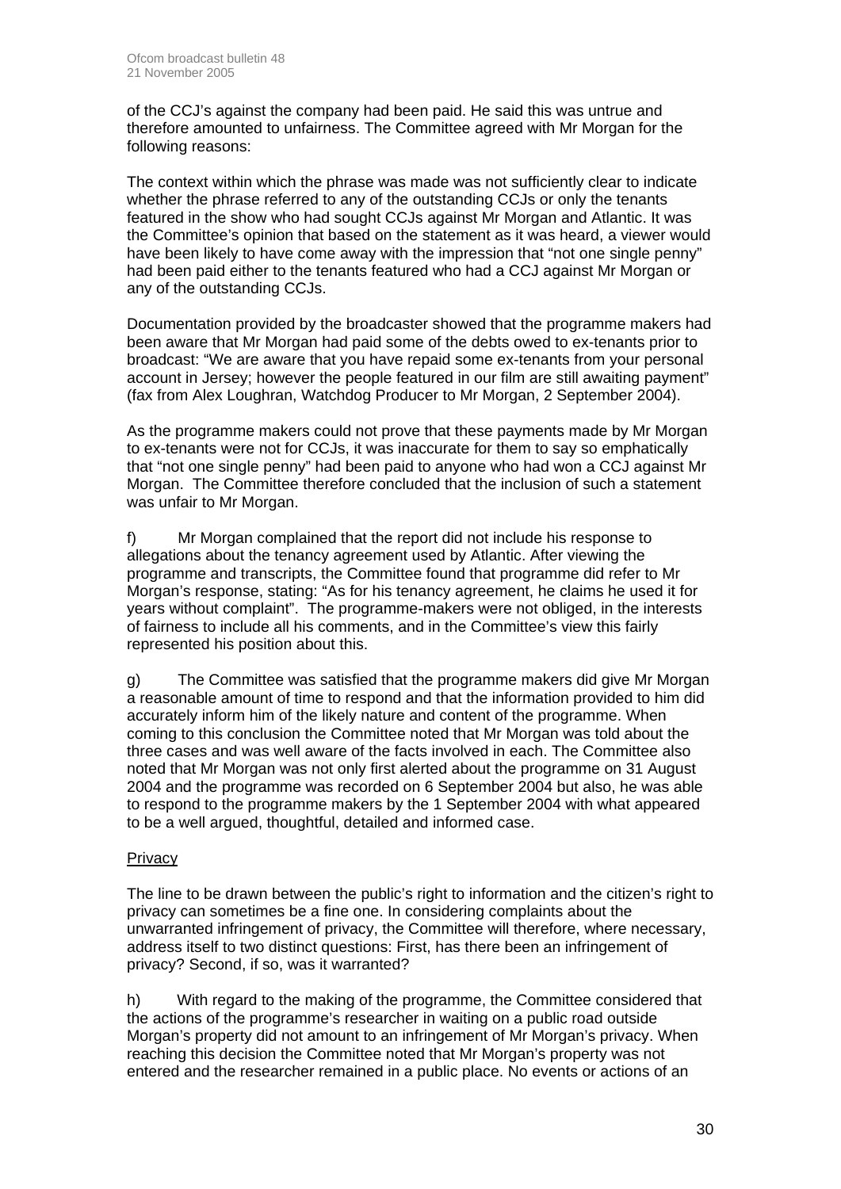of the CCJ's against the company had been paid. He said this was untrue and therefore amounted to unfairness. The Committee agreed with Mr Morgan for the following reasons:

The context within which the phrase was made was not sufficiently clear to indicate whether the phrase referred to any of the outstanding CCJs or only the tenants featured in the show who had sought CCJs against Mr Morgan and Atlantic. It was the Committee's opinion that based on the statement as it was heard, a viewer would have been likely to have come away with the impression that "not one single penny" had been paid either to the tenants featured who had a CCJ against Mr Morgan or any of the outstanding CCJs.

Documentation provided by the broadcaster showed that the programme makers had been aware that Mr Morgan had paid some of the debts owed to ex-tenants prior to broadcast: "We are aware that you have repaid some ex-tenants from your personal account in Jersey; however the people featured in our film are still awaiting payment" (fax from Alex Loughran, Watchdog Producer to Mr Morgan, 2 September 2004).

As the programme makers could not prove that these payments made by Mr Morgan to ex-tenants were not for CCJs, it was inaccurate for them to say so emphatically that "not one single penny" had been paid to anyone who had won a CCJ against Mr Morgan. The Committee therefore concluded that the inclusion of such a statement was unfair to Mr Morgan.

f) Mr Morgan complained that the report did not include his response to allegations about the tenancy agreement used by Atlantic. After viewing the programme and transcripts, the Committee found that programme did refer to Mr Morgan's response, stating: "As for his tenancy agreement, he claims he used it for years without complaint". The programme-makers were not obliged, in the interests of fairness to include all his comments, and in the Committee's view this fairly represented his position about this.

g) The Committee was satisfied that the programme makers did give Mr Morgan a reasonable amount of time to respond and that the information provided to him did accurately inform him of the likely nature and content of the programme. When coming to this conclusion the Committee noted that Mr Morgan was told about the three cases and was well aware of the facts involved in each. The Committee also noted that Mr Morgan was not only first alerted about the programme on 31 August 2004 and the programme was recorded on 6 September 2004 but also, he was able to respond to the programme makers by the 1 September 2004 with what appeared to be a well argued, thoughtful, detailed and informed case.

<u>Privacy</u>

The line to be drawn between the public's right to information and the citizen's right to privacy can sometimes be a fine one. In considering complaints about the unwarranted infringement of privacy, the Committee will therefore, where necessary, address itself to two distinct questions: First, has there been an infringement of privacy? Second, if so, was it warranted?

h) With regard to the making of the programme, the Committee considered that the actions of the programme's researcher in waiting on a public road outside Morgan's property did not amount to an infringement of Mr Morgan's privacy. When reaching this decision the Committee noted that Mr Morgan's property was not entered and the researcher remained in a public place. No events or actions of an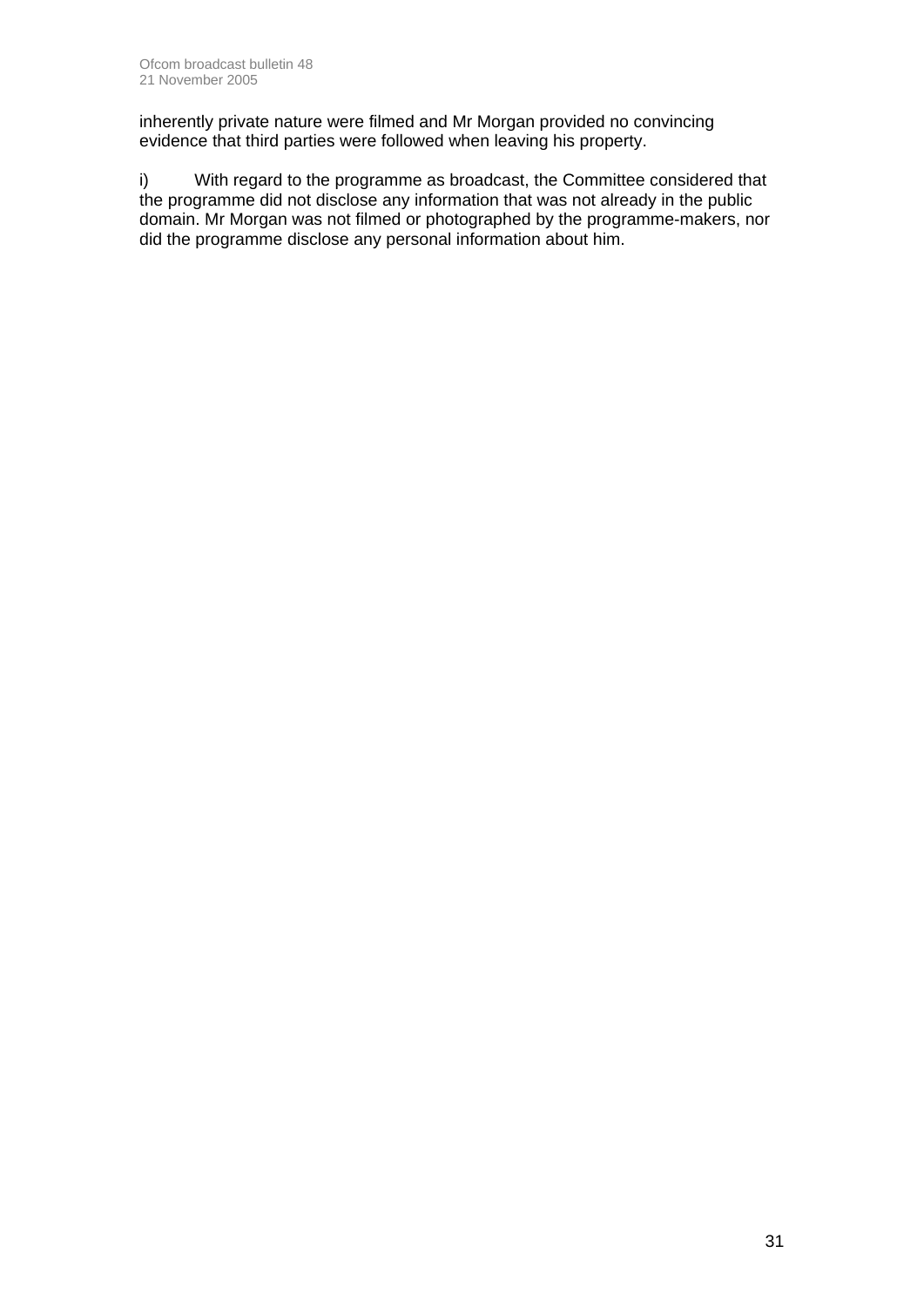inherently private nature were filmed and Mr Morgan provided no convincing evidence that third parties were followed when leaving his property.

i) With regard to the programme as broadcast, the Committee considered that the programme did not disclose any information that was not already in the public domain. Mr Morgan was not filmed or photographed by the programme-makers, nor did the programme disclose any personal information about him.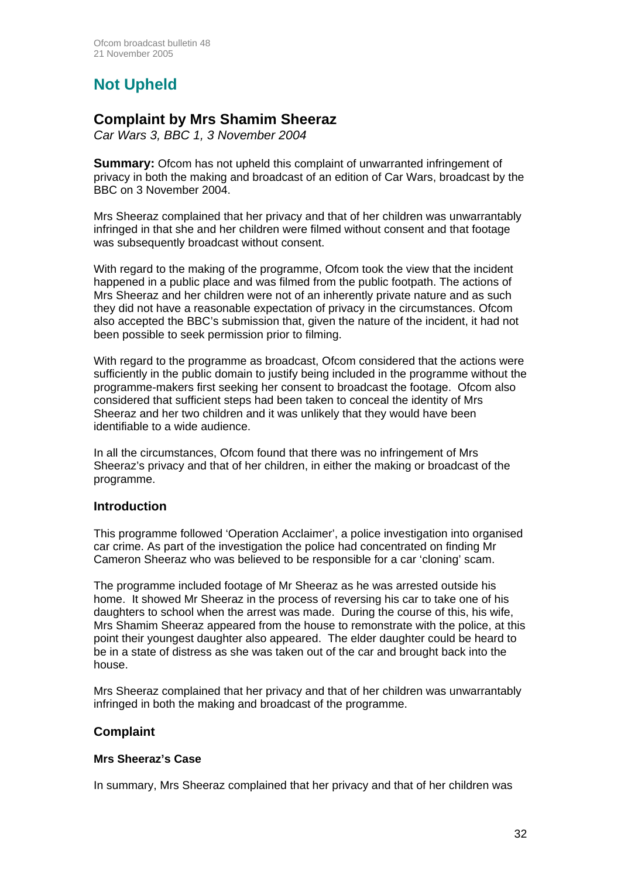# Not Upheld

## Complaint by Mrs Shamim Sheeraz

*Car Wars 3, BBC 1, 3 November 2004*

**Summary:** Ofcom has not upheld this complaint of unwarranted infringement of privacy in both the making and broadcast of an edition of Car Wars, broadcast by the BBC on 3 November 2004.

Mrs Sheeraz complained that her privacy and that of her children was unwarrantably infringed in that she and her children were filmed without consent and that footage was subsequently broadcast without consent.

With regard to the making of the programme, Ofcom took the view that the incident happened in a public place and was filmed from the public footpath. The actions of Mrs Sheeraz and her children were not of an inherently private nature and as such they did not have a reasonable expectation of privacy in the circumstances. Ofcom also accepted the BBC's submission that, given the nature of the incident, it had not been possible to seek permission prior to filming.

With regard to the programme as broadcast, Ofcom considered that the actions were sufficiently in the public domain to justify being included in the programme without the programme-makers first seeking her consent to broadcast the footage. Ofcom also considered that sufficient steps had been taken to conceal the identity of Mrs Sheeraz and her two children and it was unlikely that they would have been identifiable to a wide audience.

In all the circumstances, Ofcom found that there was no infringement of Mrs Sheeraz's privacy and that of her children, in either the making or broadcast of the programme.

### Introduction

This programme followed 'Operation Acclaimer', a police investigation into organised car crime. As part of the investigation the police had concentrated on finding Mr Cameron Sheeraz who was believed to be responsible for a car 'cloning' scam.

The programme included footage of Mr Sheeraz as he was arrested outside his home. It showed Mr Sheeraz in the process of reversing his car to take one of his daughters to school when the arrest was made. During the course of this, his wife, Mrs Shamim Sheeraz appeared from the house to remonstrate with the police, at this point their youngest daughter also appeared. The elder daughter could be heard to be in a state of distress as she was taken out of the car and brought back into the house.

Mrs Sheeraz complained that her privacy and that of her children was unwarrantably infringed in both the making and broadcast of the programme.

### Complaint

#### Mrs Sheeraz's Case

In summary, Mrs Sheeraz complained that her privacy and that of her children was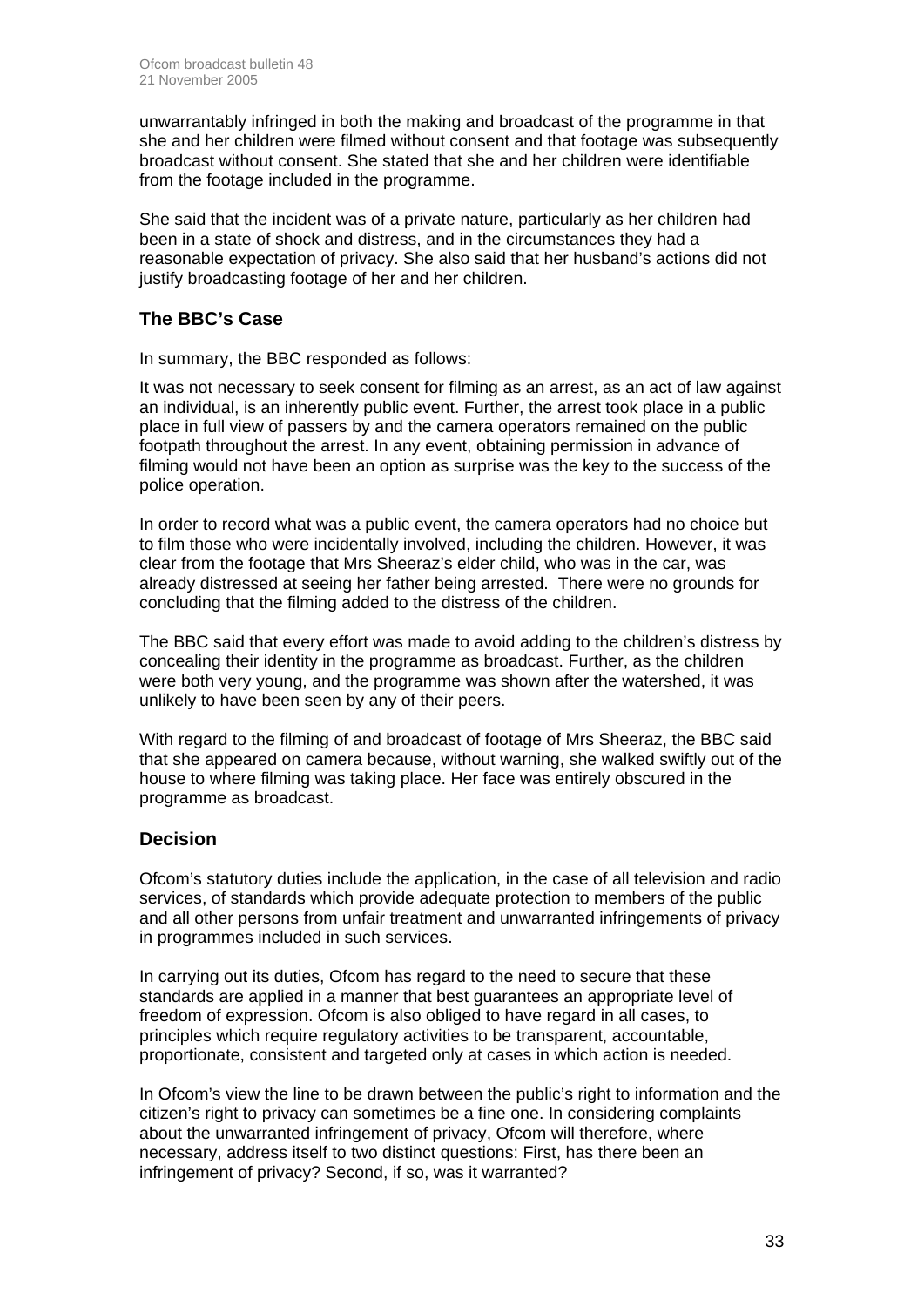unwarrantably infringed in both the making and broadcast of the programme in that she and her children were filmed without consent and that footage was subsequently broadcast without consent. She stated that she and her children were identifiable from the footage included in the programme.

She said that the incident was of a private nature, particularly as her children had been in a state of shock and distress, and in the circumstances they had a reasonable expectation of privacy. She also said that her husband's actions did not justify broadcasting footage of her and her children.

## The BBC's Case

In summary, the BBC responded as follows:

It was not necessary to seek consent for filming as an arrest, as an act of law against an individual, is an inherently public event. Further, the arrest took place in a public place in full view of passers by and the camera operators remained on the public footpath throughout the arrest. In any event, obtaining permission in advance of filming would not have been an option as surprise was the key to the success of the police operation.

In order to record what was a public event, the camera operators had no choice but to film those who were incidentally involved, including the children. However, it was clear from the footage that Mrs Sheeraz's elder child, who was in the car, was already distressed at seeing her father being arrested. There were no grounds for concluding that the filming added to the distress of the children.

The BBC said that every effort was made to avoid adding to the children's distress by concealing their identity in the programme as broadcast. Further, as the children were both very young, and the programme was shown after the watershed, it was unlikely to have been seen by any of their peers.

With regard to the filming of and broadcast of footage of Mrs Sheeraz, the BBC said that she appeared on camera because, without warning, she walked swiftly out of the house to where filming was taking place. Her face was entirely obscured in the programme as broadcast.

## Decision

Ofcom's statutory duties include the application, in the case of all television and radio services, of standards which provide adequate protection to members of the public and all other persons from unfair treatment and unwarranted infringements of privacy in programmes included in such services.

In carrying out its duties, Ofcom has regard to the need to secure that these standards are applied in a manner that best guarantees an appropriate level of freedom of expression. Ofcom is also obliged to have regard in all cases, to principles which require regulatory activities to be transparent, accountable, proportionate, consistent and targeted only at cases in which action is needed.

In Ofcom's view the line to be drawn between the public's right to information and the citizen's right to privacy can sometimes be a fine one. In considering complaints about the unwarranted infringement of privacy, Ofcom will therefore, where necessary, address itself to two distinct questions: First, has there been an infringement of privacy? Second, if so, was it warranted?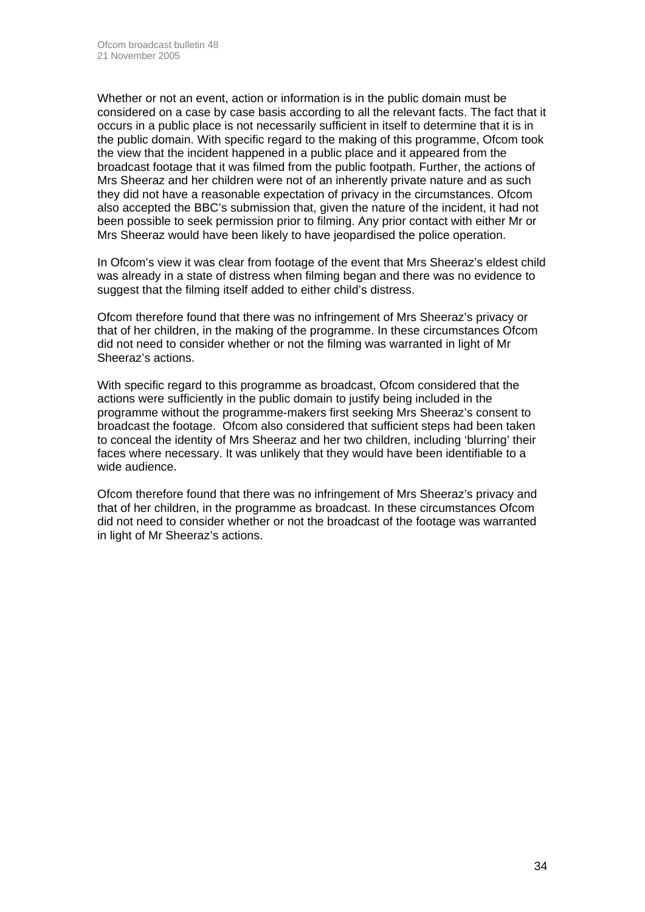Whether or not an event, action or information is in the public domain must be considered on a case by case basis according to all the relevant facts. The fact that it occurs in a public place is not necessarily sufficient in itself to determine that it is in the public domain. With specific regard to the making of this programme, Ofcom took the view that the incident happened in a public place and it appeared from the broadcast footage that it was filmed from the public footpath. Further, the actions of Mrs Sheeraz and her children were not of an inherently private nature and as such they did not have a reasonable expectation of privacy in the circumstances. Ofcom also accepted the BBC's submission that, given the nature of the incident, it had not been possible to seek permission prior to filming. Any prior contact with either Mr or Mrs Sheeraz would have been likely to have jeopardised the police operation.

In Ofcom's view it was clear from footage of the event that Mrs Sheeraz's eldest child was already in a state of distress when filming began and there was no evidence to suggest that the filming itself added to either child's distress.

Ofcom therefore found that there was no infringement of Mrs Sheeraz's privacy or that of her children, in the making of the programme. In these circumstances Ofcom did not need to consider whether or not the filming was warranted in light of Mr Sheeraz's actions.

With specific regard to this programme as broadcast, Ofcom considered that the actions were sufficiently in the public domain to justify being included in the programme without the programme-makers first seeking Mrs Sheeraz's consent to broadcast the footage. Ofcom also considered that sufficient steps had been taken to conceal the identity of Mrs Sheeraz and her two children, including 'blurring' their faces where necessary. It was unlikely that they would have been identifiable to a wide audience.

Ofcom therefore found that there was no infringement of Mrs Sheeraz's privacy and that of her children, in the programme as broadcast. In these circumstances Ofcom did not need to consider whether or not the broadcast of the footage was warranted in light of Mr Sheeraz's actions.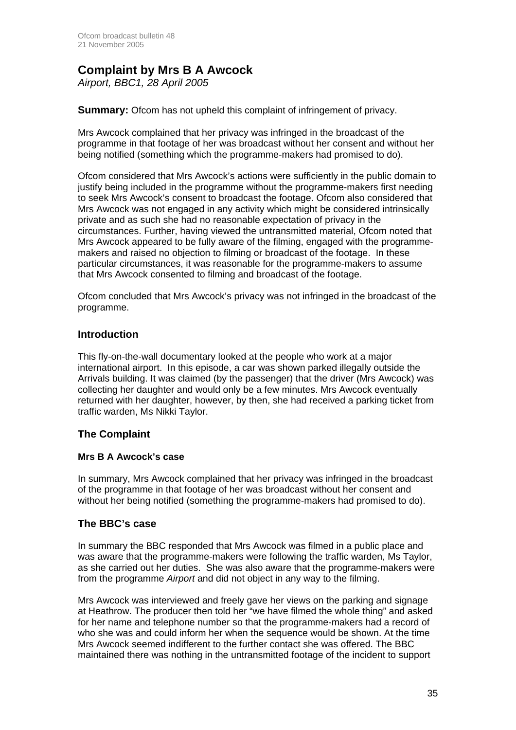# Complaint by Mrs B A Awcock

*Airport, BBC1, 28 April 2005*

**Summary:** Ofcom has not upheld this complaint of infringement of privacy.

Mrs Awcock complained that her privacy was infringed in the broadcast of the programme in that footage of her was broadcast without her consent and without her being notified (something which the programme-makers had promised to do).

Ofcom considered that Mrs Awcock's actions were sufficiently in the public domain to justify being included in the programme without the programme-makers first needing to seek Mrs Awcock's consent to broadcast the footage. Ofcom also considered that Mrs Awcock was not engaged in any activity which might be considered intrinsically private and as such she had no reasonable expectation of privacy in the circumstances. Further, having viewed the untransmitted material, Ofcom noted that Mrs Awcock appeared to be fully aware of the filming, engaged with the programme-makers and raised no objection to filming or broadcast of the footage. In these particular circumstances, it was reasonable for the programme-makers to assume that Mrs Awcock consented to filming and broadcast of the footage.

Ofcom concluded that Mrs Awcock's privacy was not infringed in the broadcast of the programme.

## Introduction

This fly-on-the-wall documentary looked at the people who work at a major international airport. In this episode, a car was shown parked illegally outside the Arrivals building. It was claimed (by the passenger) that the driver (Mrs Awcock) was collecting her daughter and would only be a few minutes. Mrs Awcock eventually returned with her daughter, however, by then, she had received a parking ticket from traffic warden, Ms Nikki Taylor.

## The Complaint

### Mrs B A Awcock's case

In summary, Mrs Awcock complained that her privacy was infringed in the broadcast of the programme in that footage of her was broadcast without her consent and without her being notified (something the programme-makers had promised to do).

## The BBC's case

In summary the BBC responded that Mrs Awcock was filmed in a public place and was aware that the programme-makers were following the traffic warden, Ms Taylor, as she carried out her duties. She was also aware that the programme-makers were from the programme *Airport* and did not object in any way to the filming.

Mrs Awcock was interviewed and freely gave her views on the parking and signage at Heathrow. The producer then told her "we have filmed the whole thing" and asked for her name and telephone number so that the programme-makers had a record of who she was and could inform her when the sequence would be shown. At the time Mrs Awcock seemed indifferent to the further contact she was offered. The BBC maintained there was nothing in the untransmitted footage of the incident to support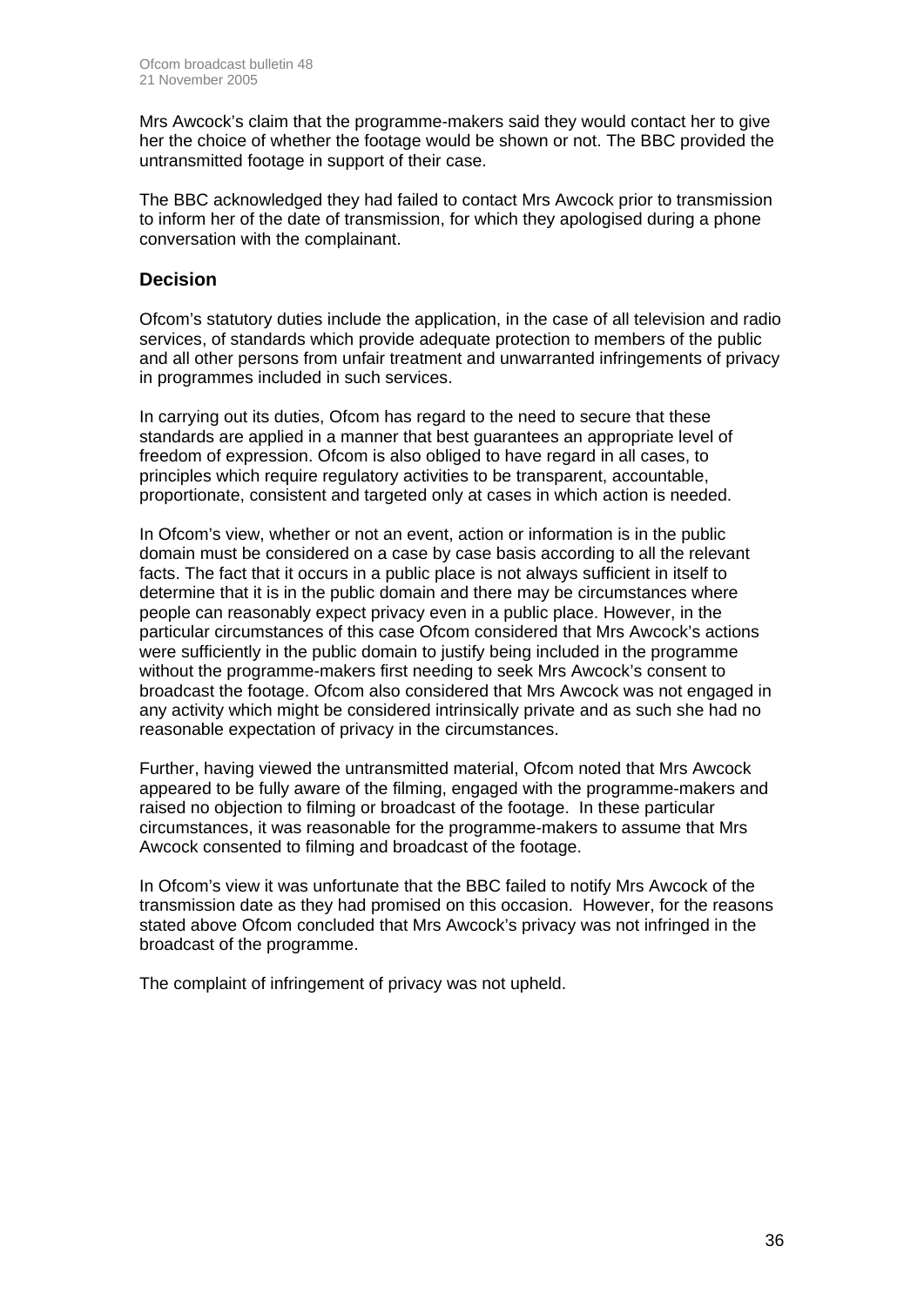Mrs Awcock's claim that the programme-makers said they would contact her to give her the choice of whether the footage would be shown or not. The BBC provided the untransmitted footage in support of their case.

The BBC acknowledged they had failed to contact Mrs Awcock prior to transmission to inform her of the date of transmission, for which they apologised during a phone conversation with the complainant.

## Decision

Ofcom's statutory duties include the application, in the case of all television and radio services, of standards which provide adequate protection to members of the public and all other persons from unfair treatment and unwarranted infringements of privacy in programmes included in such services.

In carrying out its duties, Ofcom has regard to the need to secure that these standards are applied in a manner that best guarantees an appropriate level of freedom of expression. Ofcom is also obliged to have regard in all cases, to principles which require regulatory activities to be transparent, accountable, proportionate, consistent and targeted only at cases in which action is needed.

In Ofcom's view, whether or not an event, action or information is in the public domain must be considered on a case by case basis according to all the relevant facts. The fact that it occurs in a public place is not always sufficient in itself to determine that it is in the public domain and there may be circumstances where people can reasonably expect privacy even in a public place. However, in the particular circumstances of this case Ofcom considered that Mrs Awcock's actions were sufficiently in the public domain to justify being included in the programme without the programme-makers first needing to seek Mrs Awcock's consent to broadcast the footage. Ofcom also considered that Mrs Awcock was not engaged in any activity which might be considered intrinsically private and as such she had no reasonable expectation of privacy in the circumstances.

Further, having viewed the untransmitted material, Ofcom noted that Mrs Awcock appeared to be fully aware of the filming, engaged with the programme-makers and raised no objection to filming or broadcast of the footage. In these particular circumstances, it was reasonable for the programme-makers to assume that Mrs Awcock consented to filming and broadcast of the footage.

In Ofcom's view it was unfortunate that the BBC failed to notify Mrs Awcock of the transmission date as they had promised on this occasion. However, for the reasons stated above Ofcom concluded that Mrs Awcock's privacy was not infringed in the broadcast of the programme.

The complaint of infringement of privacy was not upheld.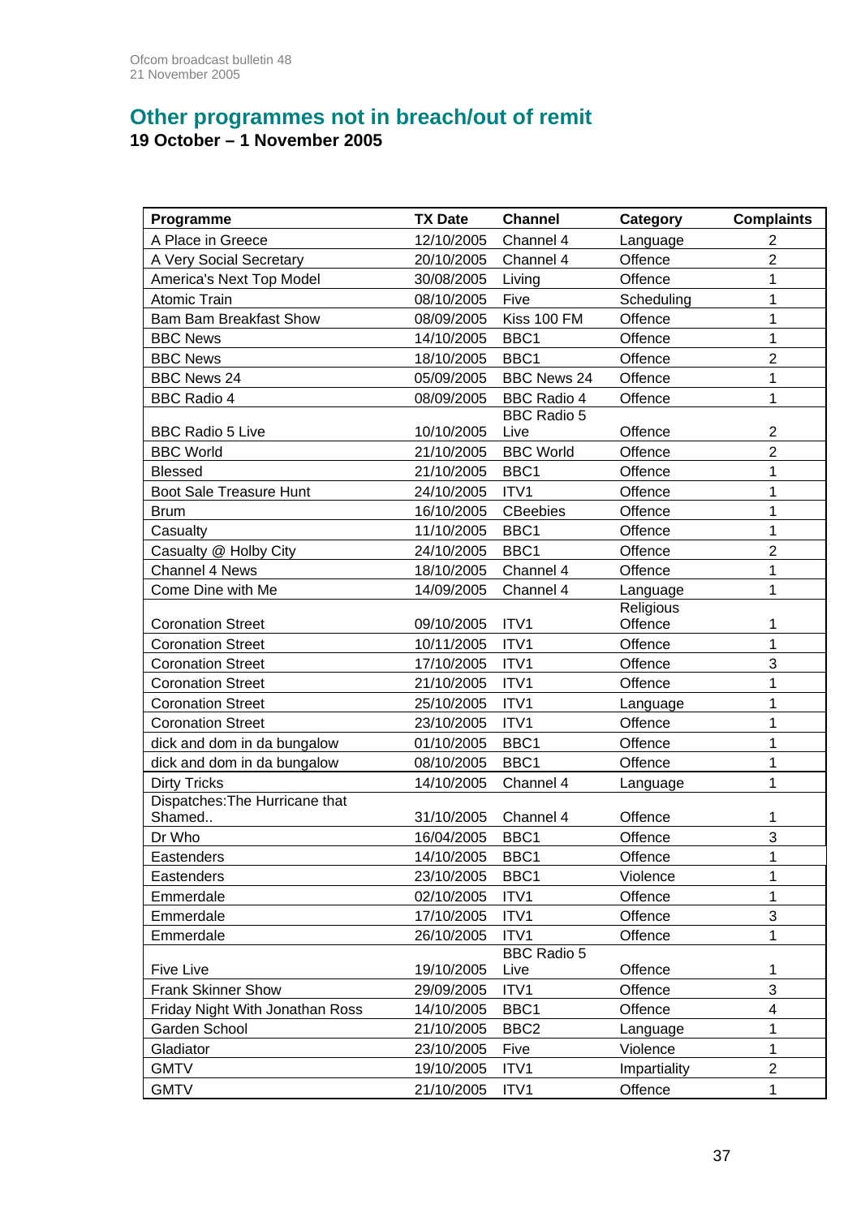## Other programmes not in breach/out of remit

**19 October – 1 November 2005**

| Programme | TX Date | Channel | Category | Complaints |
|---|---|---|---|---|
| A Place in Greece | 12/10/2005 | Channel 4 | Language | 2 |
| A Very Social Secretary | 20/10/2005 | Channel 4 | Offence | 2 |
| America's Next Top Model | 30/08/2005 | Living | Offence | 1 |
| Atomic Train | 08/10/2005 | Five | Scheduling | 1 |
| Bam Bam Breakfast Show | 08/09/2005 | Kiss 100 FM | Offence | 1 |
| BBC News | 14/10/2005 | BBC1 | Offence | 1 |
| BBC News | 18/10/2005 | BBC1 | Offence | 2 |
| BBC News 24 | 05/09/2005 | BBC News 24 | Offence | 1 |
| BBC Radio 4 | 08/09/2005 | BBC Radio 4 | Offence | 1 |
| BBC Radio 5 Live | 10/10/2005 | BBC Radio 5 Live | Offence | 2 |
| BBC World | 21/10/2005 | BBC World | Offence | 2 |
| Blessed | 21/10/2005 | BBC1 | Offence | 1 |
| Boot Sale Treasure Hunt | 24/10/2005 | ITV1 | Offence | 1 |
| Brum | 16/10/2005 | CBeebies | Offence | 1 |
| Casualty | 11/10/2005 | BBC1 | Offence | 1 |
| Casualty @ Holby City | 24/10/2005 | BBC1 | Offence | 2 |
| Channel 4 News | 18/10/2005 | Channel 4 | Offence | 1 |
| Come Dine with Me | 14/09/2005 | Channel 4 | Language | 1 |
| Coronation Street | 09/10/2005 | ITV1 | Religious Offence | 1 |
| Coronation Street | 10/11/2005 | ITV1 | Offence | 1 |
| Coronation Street | 17/10/2005 | ITV1 | Offence | 3 |
| Coronation Street | 21/10/2005 | ITV1 | Offence | 1 |
| Coronation Street | 25/10/2005 | ITV1 | Language | 1 |
| Coronation Street | 23/10/2005 | ITV1 | Offence | 1 |
| dick and dom in da bungalow | 01/10/2005 | BBC1 | Offence | 1 |
| dick and dom in da bungalow | 08/10/2005 | BBC1 | Offence | 1 |
| Dirty Tricks | 14/10/2005 | Channel 4 | Language | 1 |
| Dispatches:The Hurricane that Shamed.. | 31/10/2005 | Channel 4 | Offence | 1 |
| Dr Who | 16/04/2005 | BBC1 | Offence | 3 |
| Eastenders | 14/10/2005 | BBC1 | Offence | 1 |
| Eastenders | 23/10/2005 | BBC1 | Violence | 1 |
| Emmerdale | 02/10/2005 | ITV1 | Offence | 1 |
| Emmerdale | 17/10/2005 | ITV1 | Offence | 3 |
| Emmerdale | 26/10/2005 | ITV1 | Offence | 1 |
| Five Live | 19/10/2005 | BBC Radio 5 Live | Offence | 1 |
| Frank Skinner Show | 29/09/2005 | ITV1 | Offence | 3 |
| Friday Night With Jonathan Ross | 14/10/2005 | BBC1 | Offence | 4 |
| Garden School | 21/10/2005 | BBC2 | Language | 1 |
| Gladiator | 23/10/2005 | Five | Violence | 1 |
| GMTV | 19/10/2005 | ITV1 | Impartiality | 2 |
| GMTV | 21/10/2005 | ITV1 | Offence | 1 |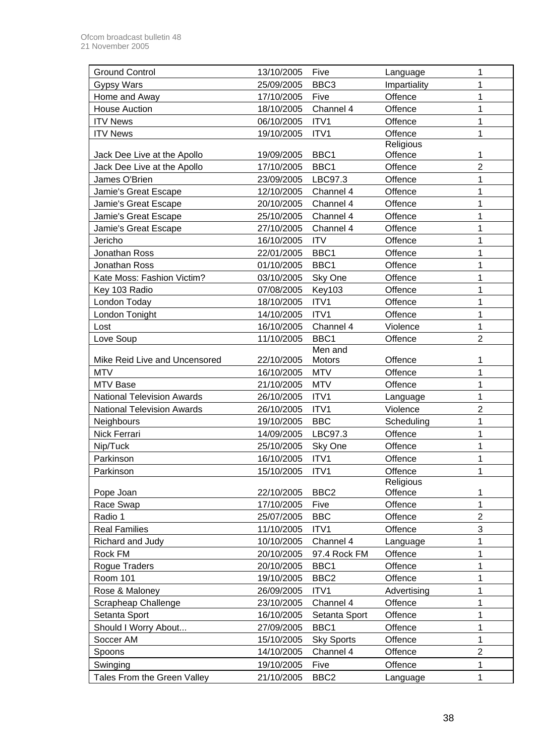| Ground Control | 13/10/2005 | Five | Language | 1 |
|---|---|---|---|---|
| Gypsy Wars | 25/09/2005 | BBC3 | Impartiality | 1 |
| Home and Away | 17/10/2005 | Five | Offence | 1 |
| House Auction | 18/10/2005 | Channel 4 | Offence | 1 |
| ITV News | 06/10/2005 | ITV1 | Offence | 1 |
| ITV News | 19/10/2005 | ITV1 | Offence | 1 |
| Jack Dee Live at the Apollo | 19/09/2005 | BBC1 | Religious Offence | 1 |
| Jack Dee Live at the Apollo | 17/10/2005 | BBC1 | Offence | 2 |
| James O'Brien | 23/09/2005 | LBC97.3 | Offence | 1 |
| Jamie's Great Escape | 12/10/2005 | Channel 4 | Offence | 1 |
| Jamie's Great Escape | 20/10/2005 | Channel 4 | Offence | 1 |
| Jamie's Great Escape | 25/10/2005 | Channel 4 | Offence | 1 |
| Jamie's Great Escape | 27/10/2005 | Channel 4 | Offence | 1 |
| Jericho | 16/10/2005 | ITV | Offence | 1 |
| Jonathan Ross | 22/01/2005 | BBC1 | Offence | 1 |
| Jonathan Ross | 01/10/2005 | BBC1 | Offence | 1 |
| Kate Moss: Fashion Victim? | 03/10/2005 | Sky One | Offence | 1 |
| Key 103 Radio | 07/08/2005 | Key103 | Offence | 1 |
| London Today | 18/10/2005 | ITV1 | Offence | 1 |
| London Tonight | 14/10/2005 | ITV1 | Offence | 1 |
| Lost | 16/10/2005 | Channel 4 | Violence | 1 |
| Love Soup | 11/10/2005 | BBC1 | Offence | 2 |
| Mike Reid Live and Uncensored | 22/10/2005 | Men and Motors | Offence | 1 |
| MTV | 16/10/2005 | MTV | Offence | 1 |
| MTV Base | 21/10/2005 | MTV | Offence | 1 |
| National Television Awards | 26/10/2005 | ITV1 | Language | 1 |
| National Television Awards | 26/10/2005 | ITV1 | Violence | 2 |
| Neighbours | 19/10/2005 | BBC | Scheduling | 1 |
| Nick Ferrari | 14/09/2005 | LBC97.3 | Offence | 1 |
| Nip/Tuck | 25/10/2005 | Sky One | Offence | 1 |
| Parkinson | 16/10/2005 | ITV1 | Offence | 1 |
| Parkinson | 15/10/2005 | ITV1 | Offence | 1 |
| Pope Joan | 22/10/2005 | BBC2 | Religious Offence | 1 |
| Race Swap | 17/10/2005 | Five | Offence | 1 |
| Radio 1 | 25/07/2005 | BBC | Offence | 2 |
| Real Families | 11/10/2005 | ITV1 | Offence | 3 |
| Richard and Judy | 10/10/2005 | Channel 4 | Language | 1 |
| Rock FM | 20/10/2005 | 97.4 Rock FM | Offence | 1 |
| Rogue Traders | 20/10/2005 | BBC1 | Offence | 1 |
| Room 101 | 19/10/2005 | BBC2 | Offence | 1 |
| Rose & Maloney | 26/09/2005 | ITV1 | Advertising | 1 |
| Scrapheap Challenge | 23/10/2005 | Channel 4 | Offence | 1 |
| Setanta Sport | 16/10/2005 | Setanta Sport | Offence | 1 |
| Should I Worry About... | 27/09/2005 | BBC1 | Offence | 1 |
| Soccer AM | 15/10/2005 | Sky Sports | Offence | 1 |
| Spoons | 14/10/2005 | Channel 4 | Offence | 2 |
| Swinging | 19/10/2005 | Five | Offence | 1 |
| Tales From the Green Valley | 21/10/2005 | BBC2 | Language | 1 |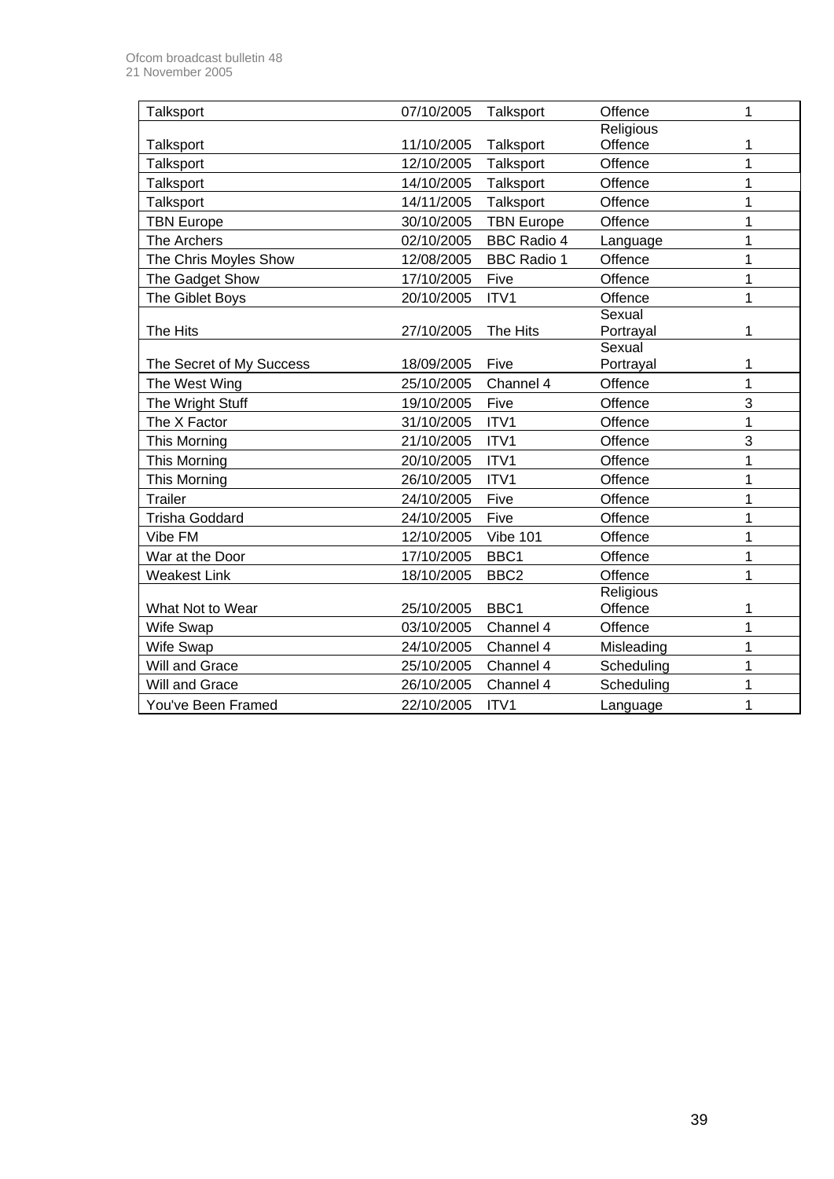| | | | | |
|---|---|---|---|---|
| Talksport | 07/10/2005 | Talksport | Offence | 1 |
| Talksport | 11/10/2005 | Talksport | Religious Offence | 1 |
| Talksport | 12/10/2005 | Talksport | Offence | 1 |
| Talksport | 14/10/2005 | Talksport | Offence | 1 |
| Talksport | 14/11/2005 | Talksport | Offence | 1 |
| TBN Europe | 30/10/2005 | TBN Europe | Offence | 1 |
| The Archers | 02/10/2005 | BBC Radio 4 | Language | 1 |
| The Chris Moyles Show | 12/08/2005 | BBC Radio 1 | Offence | 1 |
| The Gadget Show | 17/10/2005 | Five | Offence | 1 |
| The Giblet Boys | 20/10/2005 | ITV1 | Offence | 1 |
| The Hits | 27/10/2005 | The Hits | Sexual Portrayal | 1 |
| The Secret of My Success | 18/09/2005 | Five | Sexual Portrayal | 1 |
| The West Wing | 25/10/2005 | Channel 4 | Offence | 1 |
| The Wright Stuff | 19/10/2005 | Five | Offence | 3 |
| The X Factor | 31/10/2005 | ITV1 | Offence | 1 |
| This Morning | 21/10/2005 | ITV1 | Offence | 3 |
| This Morning | 20/10/2005 | ITV1 | Offence | 1 |
| This Morning | 26/10/2005 | ITV1 | Offence | 1 |
| Trailer | 24/10/2005 | Five | Offence | 1 |
| Trisha Goddard | 24/10/2005 | Five | Offence | 1 |
| Vibe FM | 12/10/2005 | Vibe 101 | Offence | 1 |
| War at the Door | 17/10/2005 | BBC1 | Offence | 1 |
| Weakest Link | 18/10/2005 | BBC2 | Offence | 1 |
| What Not to Wear | 25/10/2005 | BBC1 | Religious Offence | 1 |
| Wife Swap | 03/10/2005 | Channel 4 | Offence | 1 |
| Wife Swap | 24/10/2005 | Channel 4 | Misleading | 1 |
| Will and Grace | 25/10/2005 | Channel 4 | Scheduling | 1 |
| Will and Grace | 26/10/2005 | Channel 4 | Scheduling | 1 |
| You've Been Framed | 22/10/2005 | ITV1 | Language | 1 |